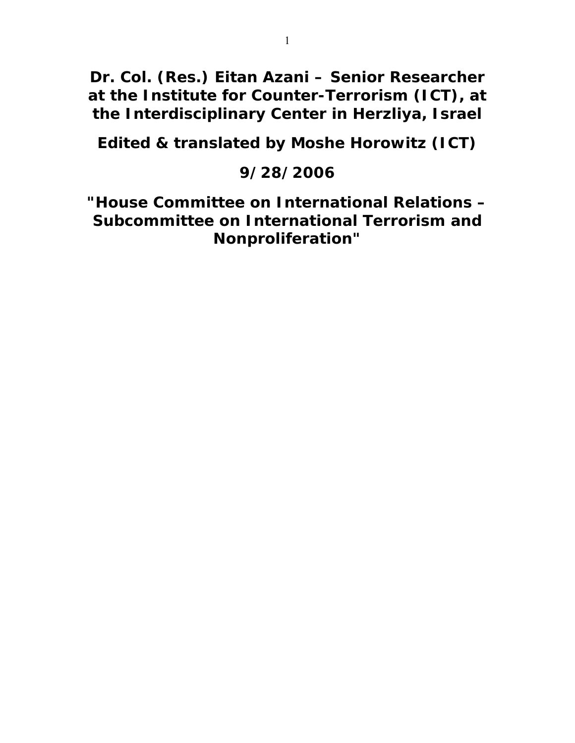# Dr. Col. (Res.) Eitan Azani – Senior Researcher at the Institute for Counter-Terrorism (ICT), at the Interdisciplinary Center in Herzliya, Israel

**Edited & translated by Moshe Horowitz (ICT)**

**9/28/2006**

**"House Committee on International Relations – Subcommittee on International Terrorism and Nonproliferation"**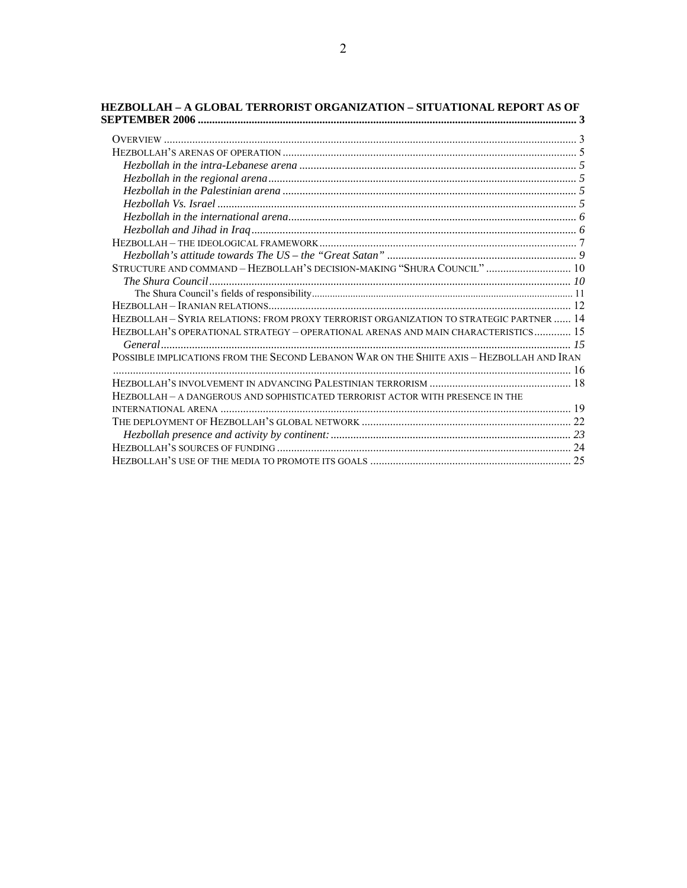**HEZBOLLAH – A GLOBAL TERRORIST ORGANIZATION – SITUATIONAL REPORT AS OF SEPTEMBER 2006** ........ 3

OVERVIEW ........ 3

HEZBOLLAH'S ARENAS OF OPERATION ........ 5

*Hezbollah in the intra-Lebanese arena* ........ 5

*Hezbollah in the regional arena* ........ 5

*Hezbollah in the Palestinian arena* ........ 5

*Hezbollah Vs. Israel* ........ 5

*Hezbollah in the international arena* ........ 6

*Hezbollah and Jihad in Iraq* ........ 6

HEZBOLLAH – THE IDEOLOGICAL FRAMEWORK ........ 7

*Hezbollah's attitude towards The US – the "Great Satan"* ........ 9

STRUCTURE AND COMMAND – HEZBOLLAH'S DECISION-MAKING "SHURA COUNCIL" ........ 10

*The Shura Council* ........ 10

The Shura Council's fields of responsibility ........ 11

HEZBOLLAH – IRANIAN RELATIONS ........ 12

HEZBOLLAH – SYRIA RELATIONS: FROM PROXY TERRORIST ORGANIZATION TO STRATEGIC PARTNER ........ 14

HEZBOLLAH'S OPERATIONAL STRATEGY – OPERATIONAL ARENAS AND MAIN CHARACTERISTICS ........ 15

*General* ........ 15

POSSIBLE IMPLICATIONS FROM THE SECOND LEBANON WAR ON THE SHIITE AXIS – HEZBOLLAH AND IRAN ........ 16

HEZBOLLAH'S INVOLVEMENT IN ADVANCING PALESTINIAN TERRORISM ........ 18

HEZBOLLAH – A DANGEROUS AND SOPHISTICATED TERRORIST ACTOR WITH PRESENCE IN THE INTERNATIONAL ARENA ........ 19

THE DEPLOYMENT OF HEZBOLLAH'S GLOBAL NETWORK ........ 22

*Hezbollah presence and activity by continent:* ........ 23

HEZBOLLAH'S SOURCES OF FUNDING ........ 24

HEZBOLLAH'S USE OF THE MEDIA TO PROMOTE ITS GOALS ........ 25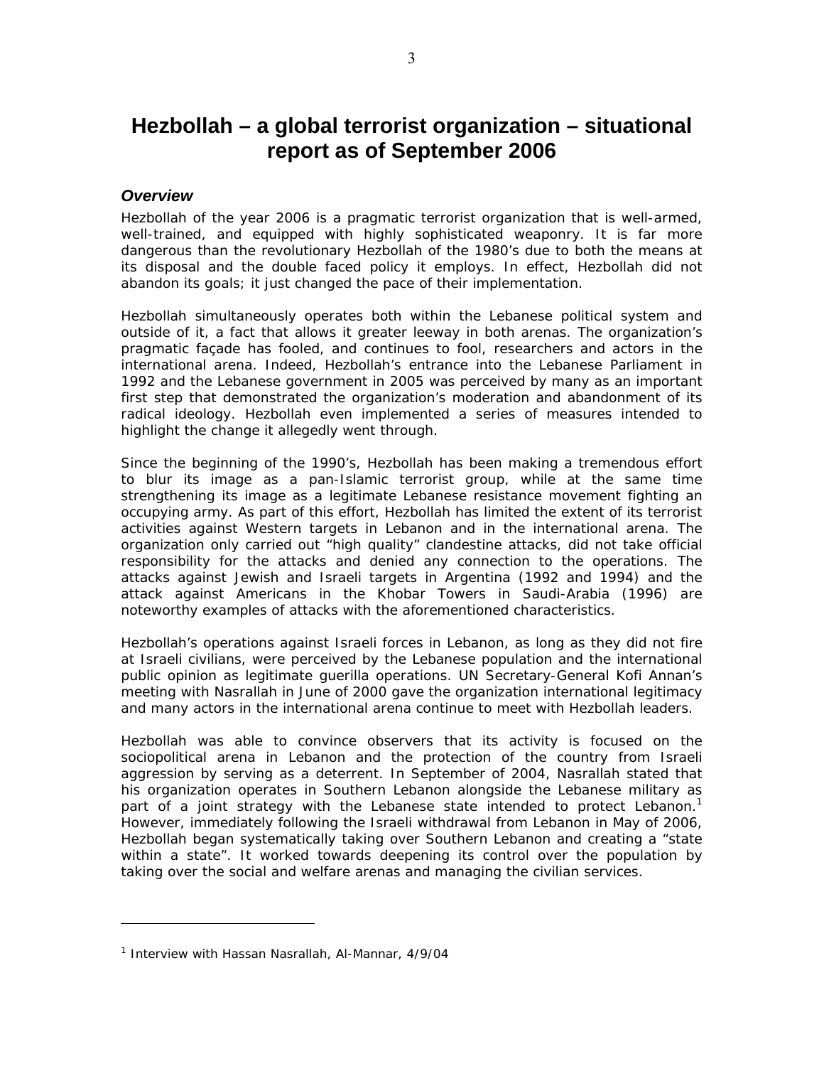# Hezbollah – a global terrorist organization – situational report as of September 2006

### *Overview*

Hezbollah of the year 2006 is a pragmatic terrorist organization that is well-armed, well-trained, and equipped with highly sophisticated weaponry. It is far more dangerous than the revolutionary Hezbollah of the 1980's due to both the means at its disposal and the double faced policy it employs. In effect, Hezbollah did not abandon its goals; it just changed the pace of their implementation.

Hezbollah simultaneously operates both within the Lebanese political system and outside of it, a fact that allows it greater leeway in both arenas. The organization's pragmatic façade has fooled, and continues to fool, researchers and actors in the international arena. Indeed, Hezbollah's entrance into the Lebanese Parliament in 1992 and the Lebanese government in 2005 was perceived by many as an important first step that demonstrated the organization's moderation and abandonment of its radical ideology. Hezbollah even implemented a series of measures intended to highlight the change it allegedly went through.

Since the beginning of the 1990's, Hezbollah has been making a tremendous effort to blur its image as a pan-Islamic terrorist group, while at the same time strengthening its image as a legitimate Lebanese resistance movement fighting an occupying army. As part of this effort, Hezbollah has limited the extent of its terrorist activities against Western targets in Lebanon and in the international arena. The organization only carried out "high quality" clandestine attacks, did not take official responsibility for the attacks and denied any connection to the operations. The attacks against Jewish and Israeli targets in Argentina (1992 and 1994) and the attack against Americans in the Khobar Towers in Saudi-Arabia (1996) are noteworthy examples of attacks with the aforementioned characteristics.

Hezbollah's operations against Israeli forces in Lebanon, as long as they did not fire at Israeli civilians, were perceived by the Lebanese population and the international public opinion as legitimate guerilla operations. UN Secretary-General Kofi Annan's meeting with Nasrallah in June of 2000 gave the organization international legitimacy and many actors in the international arena continue to meet with Hezbollah leaders.

Hezbollah was able to convince observers that its activity is focused on the sociopolitical arena in Lebanon and the protection of the country from Israeli aggression by serving as a deterrent. In September of 2004, Nasrallah stated that his organization operates in Southern Lebanon alongside the Lebanese military as part of a joint strategy with the Lebanese state intended to protect Lebanon.[1] However, immediately following the Israeli withdrawal from Lebanon in May of 2006, Hezbollah began systematically taking over Southern Lebanon and creating a "state within a state". It worked towards deepening its control over the population by taking over the social and welfare arenas and managing the civilian services.

---

[1] Interview with Hassan Nasrallah, Al-Mannar, 4/9/04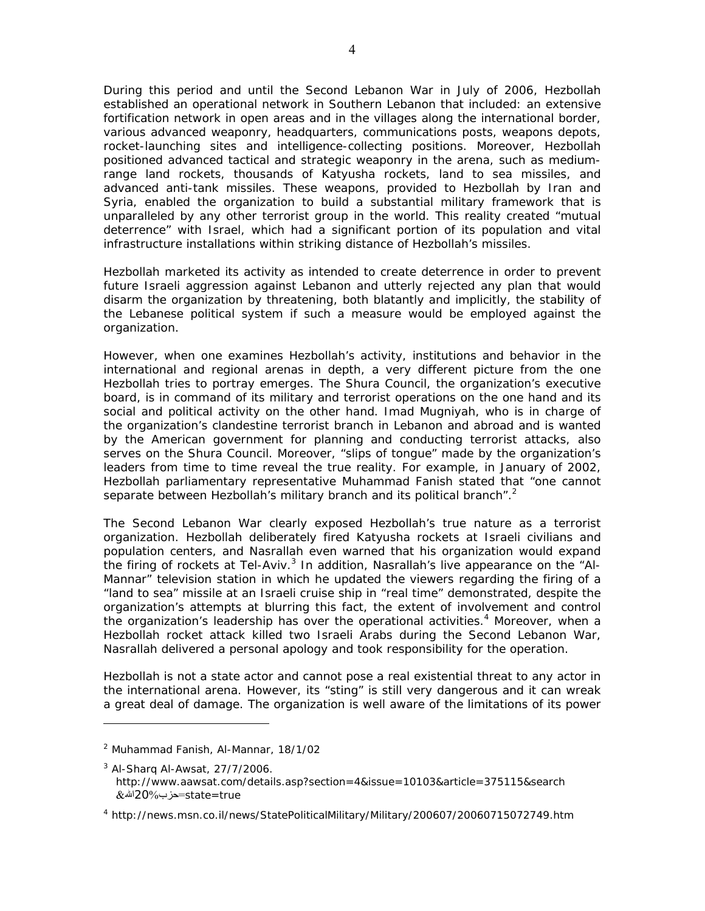During this period and until the Second Lebanon War in July of 2006, Hezbollah established an operational network in Southern Lebanon that included: an extensive fortification network in open areas and in the villages along the international border, various advanced weaponry, headquarters, communications posts, weapons depots, rocket-launching sites and intelligence-collecting positions. Moreover, Hezbollah positioned advanced tactical and strategic weaponry in the arena, such as medium-range land rockets, thousands of Katyusha rockets, land to sea missiles, and advanced anti-tank missiles. These weapons, provided to Hezbollah by Iran and Syria, enabled the organization to build a substantial military framework that is unparalleled by any other terrorist group in the world. This reality created "mutual deterrence" with Israel, which had a significant portion of its population and vital infrastructure installations within striking distance of Hezbollah's missiles.

Hezbollah marketed its activity as intended to create deterrence in order to prevent future Israeli aggression against Lebanon and utterly rejected any plan that would disarm the organization by threatening, both blatantly and implicitly, the stability of the Lebanese political system if such a measure would be employed against the organization.

However, when one examines Hezbollah's activity, institutions and behavior in the international and regional arenas in depth, a very different picture from the one Hezbollah tries to portray emerges. The Shura Council, the organization's executive board, is in command of its military and terrorist operations on the one hand and its social and political activity on the other hand. Imad Mugniyah, who is in charge of the organization's clandestine terrorist branch in Lebanon and abroad and is wanted by the American government for planning and conducting terrorist attacks, also serves on the Shura Council. Moreover, "slips of tongue" made by the organization's leaders from time to time reveal the true reality. For example, in January of 2002, Hezbollah parliamentary representative Muhammad Fanish stated that "one cannot separate between Hezbollah's military branch and its political branch".[2]

The Second Lebanon War clearly exposed Hezbollah's true nature as a terrorist organization. Hezbollah deliberately fired Katyusha rockets at Israeli civilians and population centers, and Nasrallah even warned that his organization would expand the firing of rockets at Tel-Aviv.[3] In addition, Nasrallah's live appearance on the "Al-Mannar" television station in which he updated the viewers regarding the firing of a "land to sea" missile at an Israeli cruise ship in "real time" demonstrated, despite the organization's attempts at blurring this fact, the extent of involvement and control the organization's leadership has over the operational activities.[4] Moreover, when a Hezbollah rocket attack killed two Israeli Arabs during the Second Lebanon War, Nasrallah delivered a personal apology and took responsibility for the operation.

Hezbollah is not a state actor and cannot pose a real existential threat to any actor in the international arena. However, its "sting" is still very dangerous and it can wreak a great deal of damage. The organization is well aware of the limitations of its power

---

[2] Muhammad Fanish, Al-Mannar, 18/1/02

[3] Al-Sharq Al-Awsat, 27/7/2006. http://www.aawsat.com/details.asp?section=4&issue=10103&article=375115&search=حزب%20الله&state=true

[4] http://news.msn.co.il/news/StatePoliticalMilitary/Military/200607/20060715072749.htm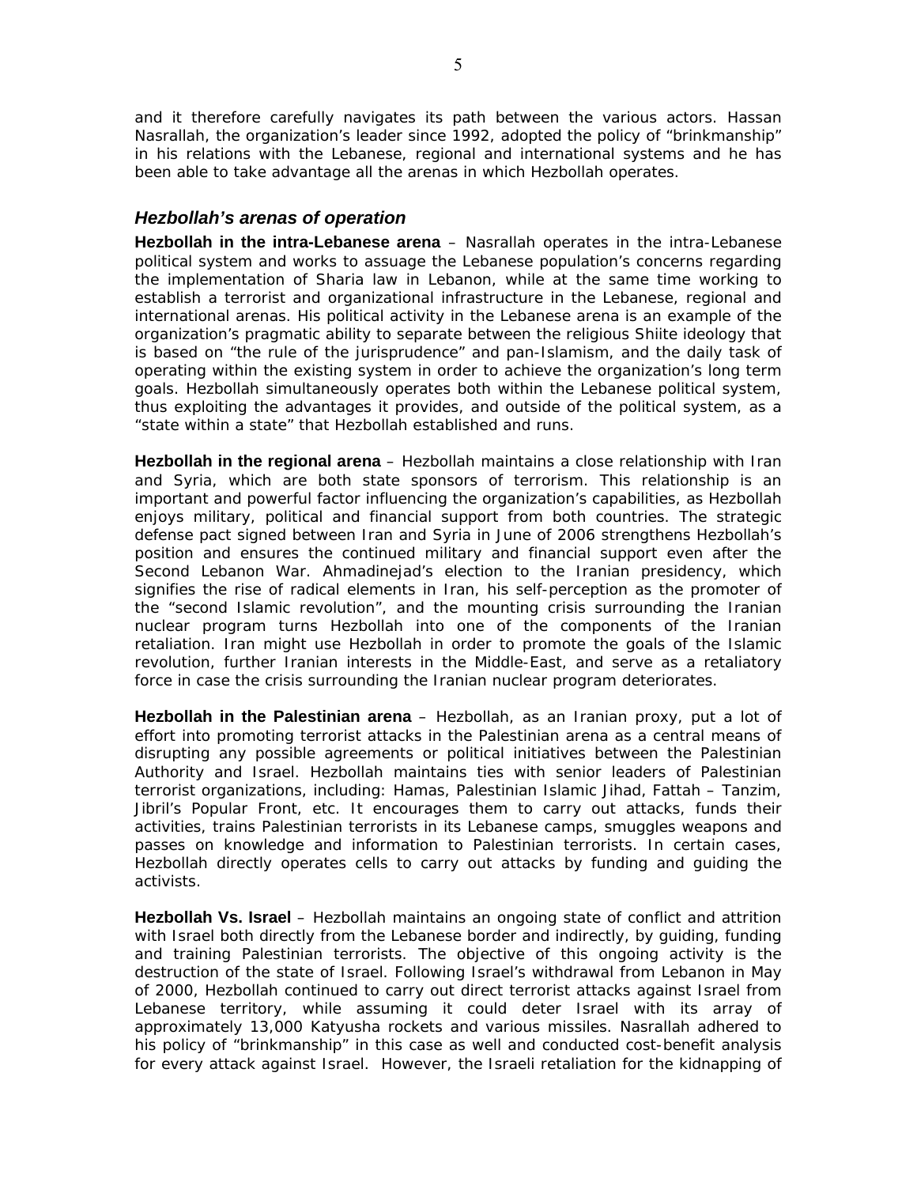and it therefore carefully navigates its path between the various actors. Hassan Nasrallah, the organization's leader since 1992, adopted the policy of "brinkmanship" in his relations with the Lebanese, regional and international systems and he has been able to take advantage all the arenas in which Hezbollah operates.

### *Hezbollah's arenas of operation*

**Hezbollah in the intra-Lebanese arena** – Nasrallah operates in the intra-Lebanese political system and works to assuage the Lebanese population's concerns regarding the implementation of Sharia law in Lebanon, while at the same time working to establish a terrorist and organizational infrastructure in the Lebanese, regional and international arenas. His political activity in the Lebanese arena is an example of the organization's pragmatic ability to separate between the religious Shiite ideology that is based on "the rule of the jurisprudence" and pan-Islamism, and the daily task of operating within the existing system in order to achieve the organization's long term goals. Hezbollah simultaneously operates both within the Lebanese political system, thus exploiting the advantages it provides, and outside of the political system, as a "state within a state" that Hezbollah established and runs.

**Hezbollah in the regional arena** – Hezbollah maintains a close relationship with Iran and Syria, which are both state sponsors of terrorism. This relationship is an important and powerful factor influencing the organization's capabilities, as Hezbollah enjoys military, political and financial support from both countries. The strategic defense pact signed between Iran and Syria in June of 2006 strengthens Hezbollah's position and ensures the continued military and financial support even after the Second Lebanon War. Ahmadinejad's election to the Iranian presidency, which signifies the rise of radical elements in Iran, his self-perception as the promoter of the "second Islamic revolution", and the mounting crisis surrounding the Iranian nuclear program turns Hezbollah into one of the components of the Iranian retaliation. Iran might use Hezbollah in order to promote the goals of the Islamic revolution, further Iranian interests in the Middle-East, and serve as a retaliatory force in case the crisis surrounding the Iranian nuclear program deteriorates.

**Hezbollah in the Palestinian arena** – Hezbollah, as an Iranian proxy, put a lot of effort into promoting terrorist attacks in the Palestinian arena as a central means of disrupting any possible agreements or political initiatives between the Palestinian Authority and Israel. Hezbollah maintains ties with senior leaders of Palestinian terrorist organizations, including: Hamas, Palestinian Islamic Jihad, Fattah – Tanzim, Jibril's Popular Front, etc. It encourages them to carry out attacks, funds their activities, trains Palestinian terrorists in its Lebanese camps, smuggles weapons and passes on knowledge and information to Palestinian terrorists. In certain cases, Hezbollah directly operates cells to carry out attacks by funding and guiding the activists.

**Hezbollah Vs. Israel** – Hezbollah maintains an ongoing state of conflict and attrition with Israel both directly from the Lebanese border and indirectly, by guiding, funding and training Palestinian terrorists. The objective of this ongoing activity is the destruction of the state of Israel. Following Israel's withdrawal from Lebanon in May of 2000, Hezbollah continued to carry out direct terrorist attacks against Israel from Lebanese territory, while assuming it could deter Israel with its array of approximately 13,000 Katyusha rockets and various missiles. Nasrallah adhered to his policy of "brinkmanship" in this case as well and conducted cost-benefit analysis for every attack against Israel. However, the Israeli retaliation for the kidnapping of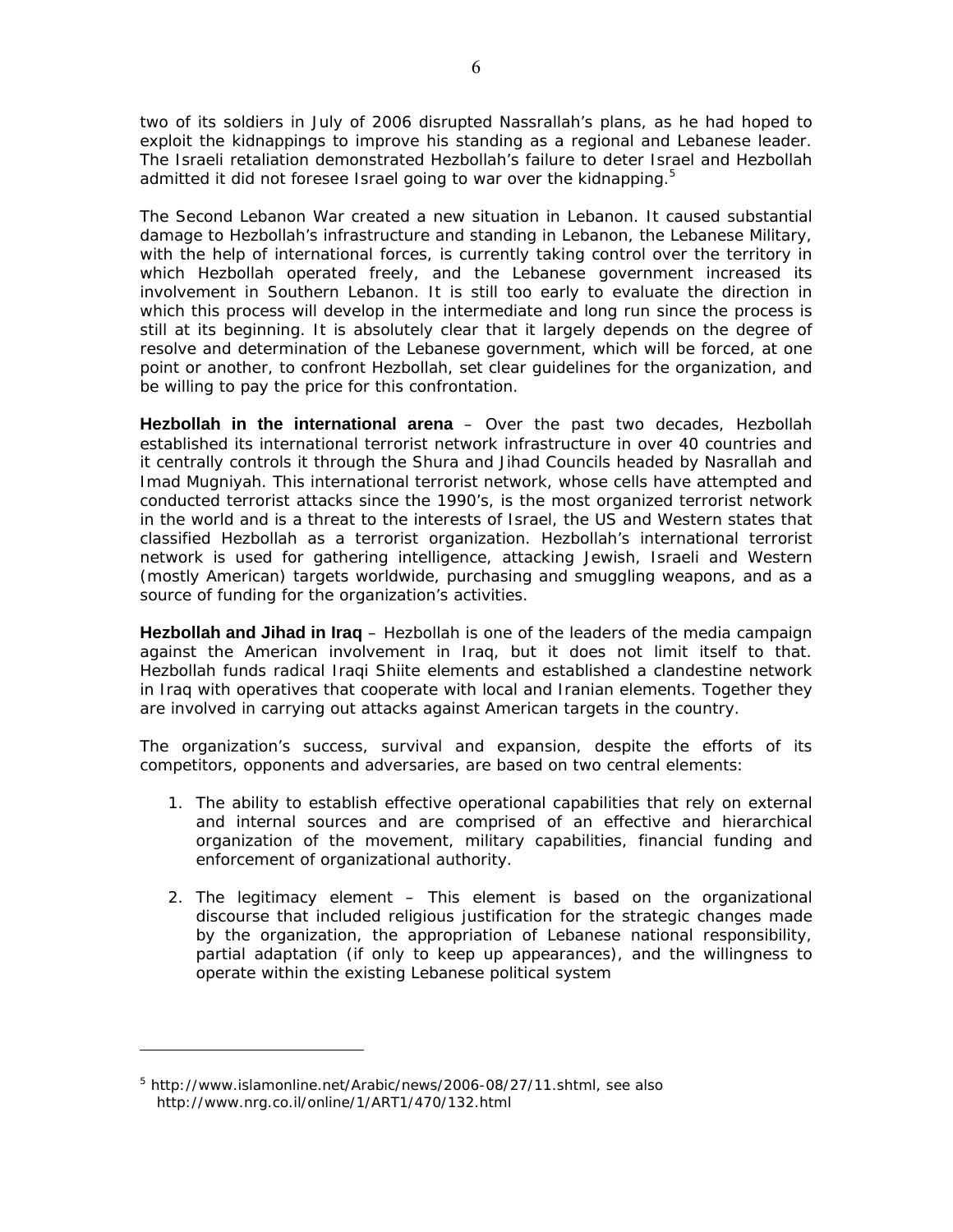two of its soldiers in July of 2006 disrupted Nassrallah's plans, as he had hoped to exploit the kidnappings to improve his standing as a regional and Lebanese leader. The Israeli retaliation demonstrated Hezbollah's failure to deter Israel and Hezbollah admitted it did not foresee Israel going to war over the kidnapping.[5]

The Second Lebanon War created a new situation in Lebanon. It caused substantial damage to Hezbollah's infrastructure and standing in Lebanon, the Lebanese Military, with the help of international forces, is currently taking control over the territory in which Hezbollah operated freely, and the Lebanese government increased its involvement in Southern Lebanon. It is still too early to evaluate the direction in which this process will develop in the intermediate and long run since the process is still at its beginning. It is absolutely clear that it largely depends on the degree of resolve and determination of the Lebanese government, which will be forced, at one point or another, to confront Hezbollah, set clear guidelines for the organization, and be willing to pay the price for this confrontation.

**Hezbollah in the international arena** – Over the past two decades, Hezbollah established its international terrorist network infrastructure in over 40 countries and it centrally controls it through the Shura and Jihad Councils headed by Nasrallah and Imad Mugniyah. This international terrorist network, whose cells have attempted and conducted terrorist attacks since the 1990's, is the most organized terrorist network in the world and is a threat to the interests of Israel, the US and Western states that classified Hezbollah as a terrorist organization. Hezbollah's international terrorist network is used for gathering intelligence, attacking Jewish, Israeli and Western (mostly American) targets worldwide, purchasing and smuggling weapons, and as a source of funding for the organization's activities.

**Hezbollah and Jihad in Iraq** – Hezbollah is one of the leaders of the media campaign against the American involvement in Iraq, but it does not limit itself to that. Hezbollah funds radical Iraqi Shiite elements and established a clandestine network in Iraq with operatives that cooperate with local and Iranian elements. Together they are involved in carrying out attacks against American targets in the country.

The organization's success, survival and expansion, despite the efforts of its competitors, opponents and adversaries, are based on two central elements:

1. The ability to establish effective operational capabilities that rely on external and internal sources and are comprised of an effective and hierarchical organization of the movement, military capabilities, financial funding and enforcement of organizational authority.

2. The legitimacy element – This element is based on the organizational discourse that included religious justification for the strategic changes made by the organization, the appropriation of Lebanese national responsibility, partial adaptation (if only to keep up appearances), and the willingness to operate within the existing Lebanese political system

---

[5] http://www.islamonline.net/Arabic/news/2006-08/27/11.shtml, see also http://www.nrg.co.il/online/1/ART1/470/132.html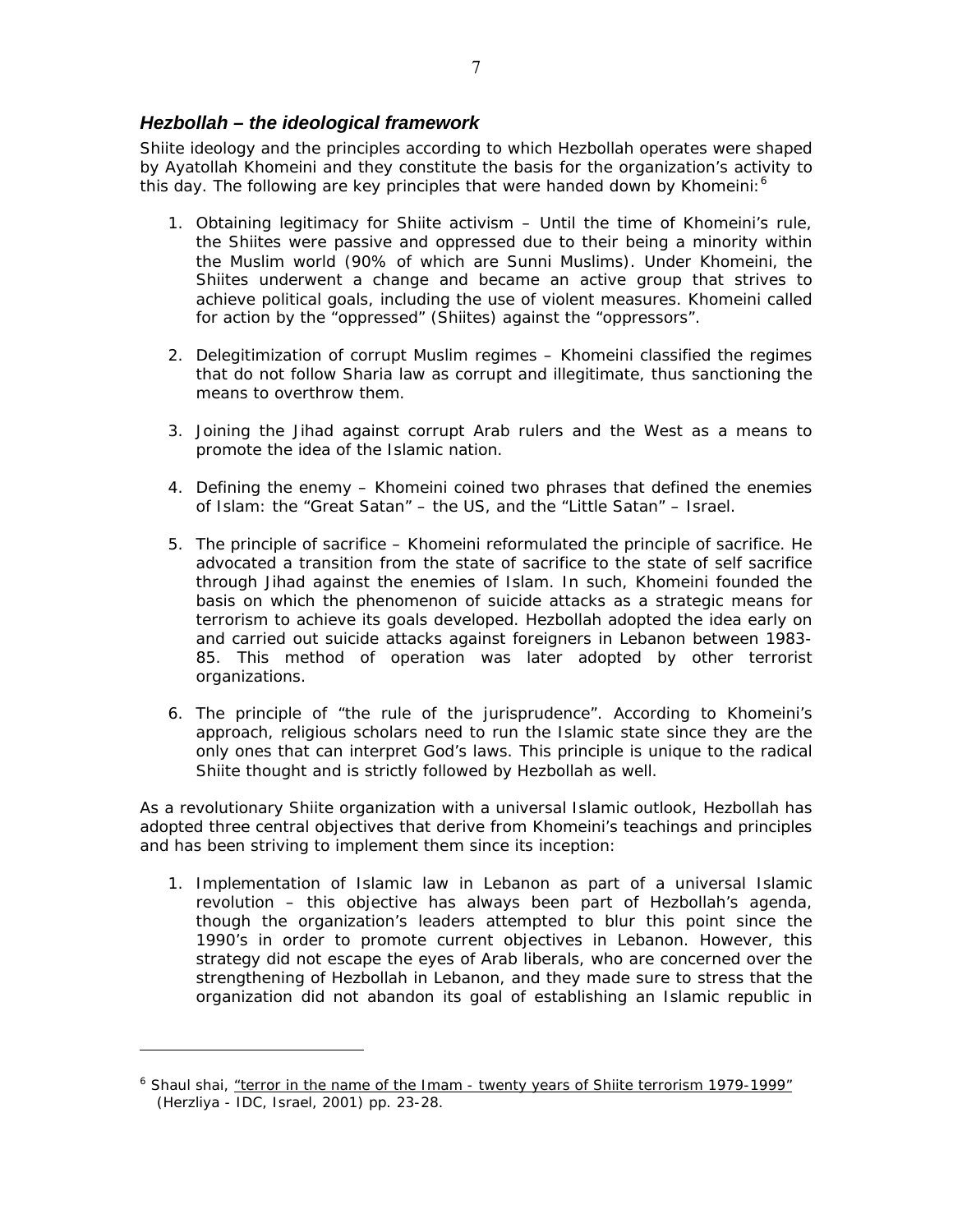## *Hezbollah – the ideological framework*

Shiite ideology and the principles according to which Hezbollah operates were shaped by Ayatollah Khomeini and they constitute the basis for the organization's activity to this day. The following are key principles that were handed down by Khomeini:[6]

1. Obtaining legitimacy for Shiite activism – Until the time of Khomeini's rule, the Shiites were passive and oppressed due to their being a minority within the Muslim world (90% of which are Sunni Muslims). Under Khomeini, the Shiites underwent a change and became an active group that strives to achieve political goals, including the use of violent measures. Khomeini called for action by the "oppressed" (Shiites) against the "oppressors".

2. Delegitimization of corrupt Muslim regimes – Khomeini classified the regimes that do not follow Sharia law as corrupt and illegitimate, thus sanctioning the means to overthrow them.

3. Joining the Jihad against corrupt Arab rulers and the West as a means to promote the idea of the Islamic nation.

4. Defining the enemy – Khomeini coined two phrases that defined the enemies of Islam: the "Great Satan" – the US, and the "Little Satan" – Israel.

5. The principle of sacrifice – Khomeini reformulated the principle of sacrifice. He advocated a transition from the state of sacrifice to the state of self sacrifice through Jihad against the enemies of Islam. In such, Khomeini founded the basis on which the phenomenon of suicide attacks as a strategic means for terrorism to achieve its goals developed. Hezbollah adopted the idea early on and carried out suicide attacks against foreigners in Lebanon between 1983-85. This method of operation was later adopted by other terrorist organizations.

6. The principle of "the rule of the jurisprudence". According to Khomeini's approach, religious scholars need to run the Islamic state since they are the only ones that can interpret God's laws. This principle is unique to the radical Shiite thought and is strictly followed by Hezbollah as well.

As a revolutionary Shiite organization with a universal Islamic outlook, Hezbollah has adopted three central objectives that derive from Khomeini's teachings and principles and has been striving to implement them since its inception:

1. Implementation of Islamic law in Lebanon as part of a universal Islamic revolution – this objective has always been part of Hezbollah's agenda, though the organization's leaders attempted to blur this point since the 1990's in order to promote current objectives in Lebanon. However, this strategy did not escape the eyes of Arab liberals, who are concerned over the strengthening of Hezbollah in Lebanon, and they made sure to stress that the organization did not abandon its goal of establishing an Islamic republic in

---

[6] Shaul shai, "terror in the name of the Imam - twenty years of Shiite terrorism 1979-1999" (Herzliya - IDC, Israel, 2001) pp. 23-28.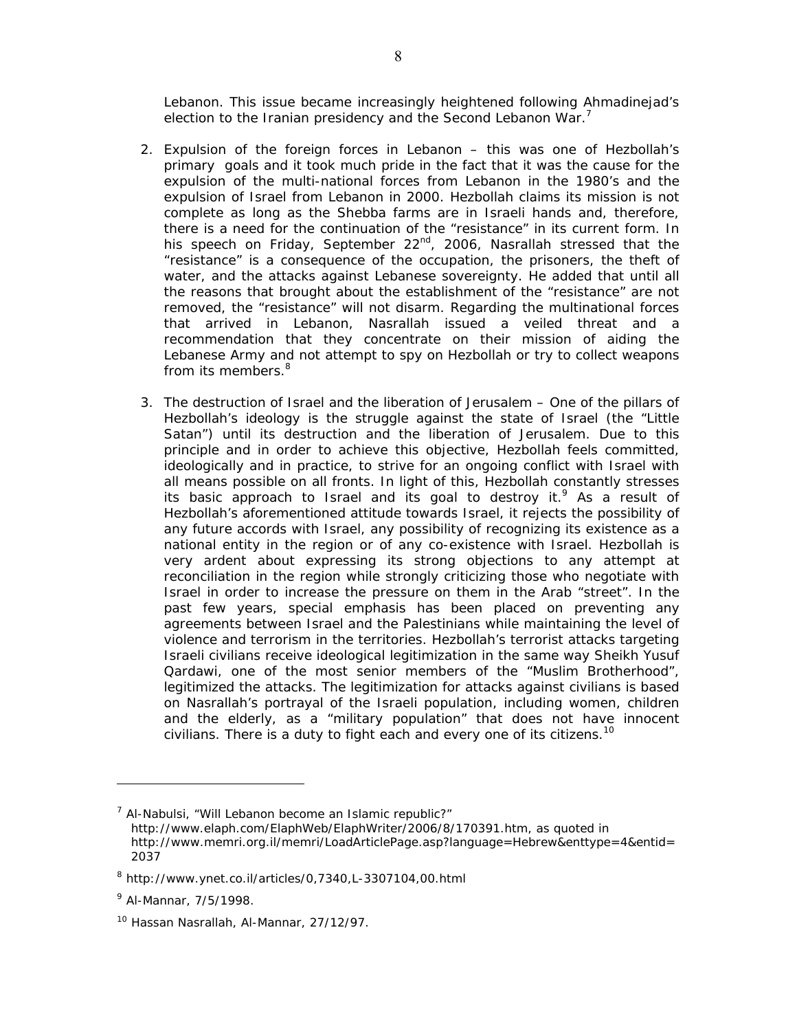Lebanon. This issue became increasingly heightened following Ahmadinejad's election to the Iranian presidency and the Second Lebanon War.[7]

2. Expulsion of the foreign forces in Lebanon – this was one of Hezbollah's primary goals and it took much pride in the fact that it was the cause for the expulsion of the multi-national forces from Lebanon in the 1980's and the expulsion of Israel from Lebanon in 2000. Hezbollah claims its mission is not complete as long as the Shebba farms are in Israeli hands and, therefore, there is a need for the continuation of the "resistance" in its current form. In his speech on Friday, September 22nd, 2006, Nasrallah stressed that the "resistance" is a consequence of the occupation, the prisoners, the theft of water, and the attacks against Lebanese sovereignty. He added that until all the reasons that brought about the establishment of the "resistance" are not removed, the "resistance" will not disarm. Regarding the multinational forces that arrived in Lebanon, Nasrallah issued a veiled threat and a recommendation that they concentrate on their mission of aiding the Lebanese Army and not attempt to spy on Hezbollah or try to collect weapons from its members.[8]

3. The destruction of Israel and the liberation of Jerusalem – One of the pillars of Hezbollah's ideology is the struggle against the state of Israel (the "Little Satan") until its destruction and the liberation of Jerusalem. Due to this principle and in order to achieve this objective, Hezbollah feels committed, ideologically and in practice, to strive for an ongoing conflict with Israel with all means possible on all fronts. In light of this, Hezbollah constantly stresses its basic approach to Israel and its goal to destroy it.[9] As a result of Hezbollah's aforementioned attitude towards Israel, it rejects the possibility of any future accords with Israel, any possibility of recognizing its existence as a national entity in the region or of any co-existence with Israel. Hezbollah is very ardent about expressing its strong objections to any attempt at reconciliation in the region while strongly criticizing those who negotiate with Israel in order to increase the pressure on them in the Arab "street". In the past few years, special emphasis has been placed on preventing any agreements between Israel and the Palestinians while maintaining the level of violence and terrorism in the territories. Hezbollah's terrorist attacks targeting Israeli civilians receive ideological legitimization in the same way Sheikh Yusuf Qardawi, one of the most senior members of the "Muslim Brotherhood", legitimized the attacks. The legitimization for attacks against civilians is based on Nasrallah's portrayal of the Israeli population, including women, children and the elderly, as a "military population" that does not have innocent civilians. There is a duty to fight each and every one of its citizens.[10]

---

[7] Al-Nabulsi, "Will Lebanon become an Islamic republic?" http://www.elaph.com/ElaphWeb/ElaphWriter/2006/8/170391.htm, as quoted in http://www.memri.org.il/memri/LoadArticlePage.asp?language=Hebrew&enttype=4&entid=2037

[8] http://www.ynet.co.il/articles/0,7340,L-3307104,00.html

[9] Al-Mannar, 7/5/1998.

[10] Hassan Nasrallah, Al-Mannar, 27/12/97.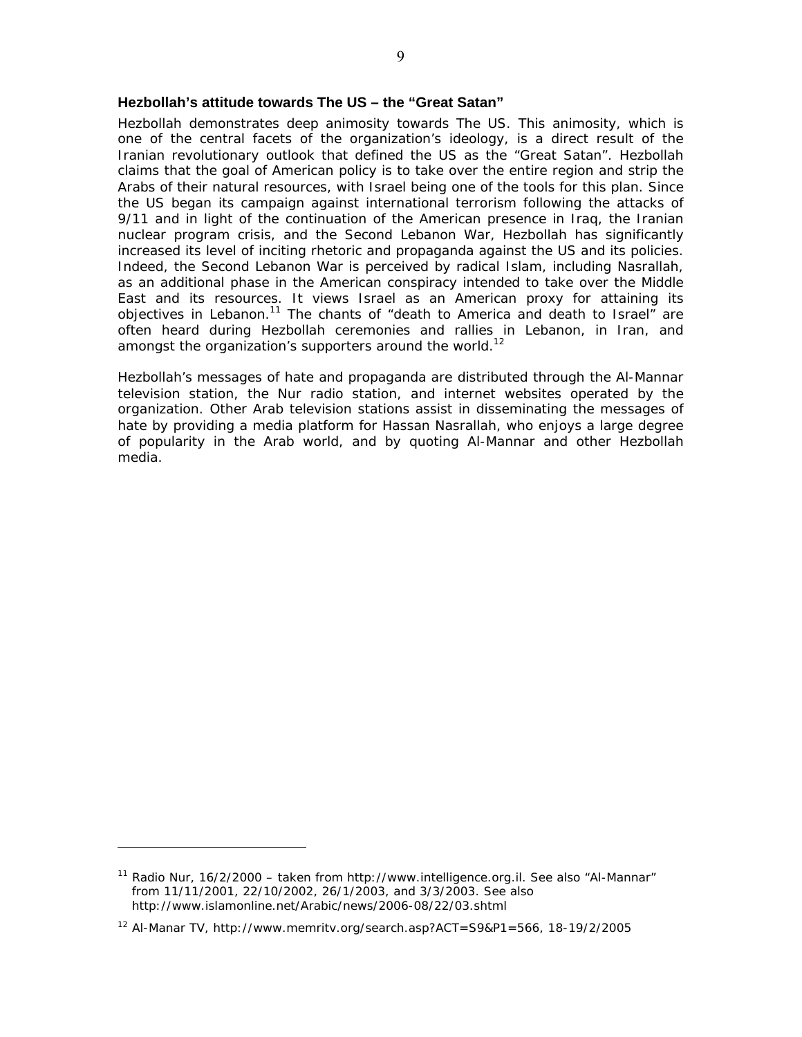### Hezbollah's attitude towards The US – the "Great Satan"

Hezbollah demonstrates deep animosity towards The US. This animosity, which is one of the central facets of the organization's ideology, is a direct result of the Iranian revolutionary outlook that defined the US as the "Great Satan". Hezbollah claims that the goal of American policy is to take over the entire region and strip the Arabs of their natural resources, with Israel being one of the tools for this plan. Since the US began its campaign against international terrorism following the attacks of 9/11 and in light of the continuation of the American presence in Iraq, the Iranian nuclear program crisis, and the Second Lebanon War, Hezbollah has significantly increased its level of inciting rhetoric and propaganda against the US and its policies. Indeed, the Second Lebanon War is perceived by radical Islam, including Nasrallah, as an additional phase in the American conspiracy intended to take over the Middle East and its resources. It views Israel as an American proxy for attaining its objectives in Lebanon.[11] The chants of "death to America and death to Israel" are often heard during Hezbollah ceremonies and rallies in Lebanon, in Iran, and amongst the organization's supporters around the world.[12]

Hezbollah's messages of hate and propaganda are distributed through the Al-Mannar television station, the Nur radio station, and internet websites operated by the organization. Other Arab television stations assist in disseminating the messages of hate by providing a media platform for Hassan Nasrallah, who enjoys a large degree of popularity in the Arab world, and by quoting Al-Mannar and other Hezbollah media.

---

[11] Radio Nur, 16/2/2000 – taken from http://www.intelligence.org.il. See also "Al-Mannar" from 11/11/2001, 22/10/2002, 26/1/2003, and 3/3/2003. See also http://www.islamonline.net/Arabic/news/2006-08/22/03.shtml

[12] Al-Manar TV, http://www.memritv.org/search.asp?ACT=S9&P1=566, 18-19/2/2005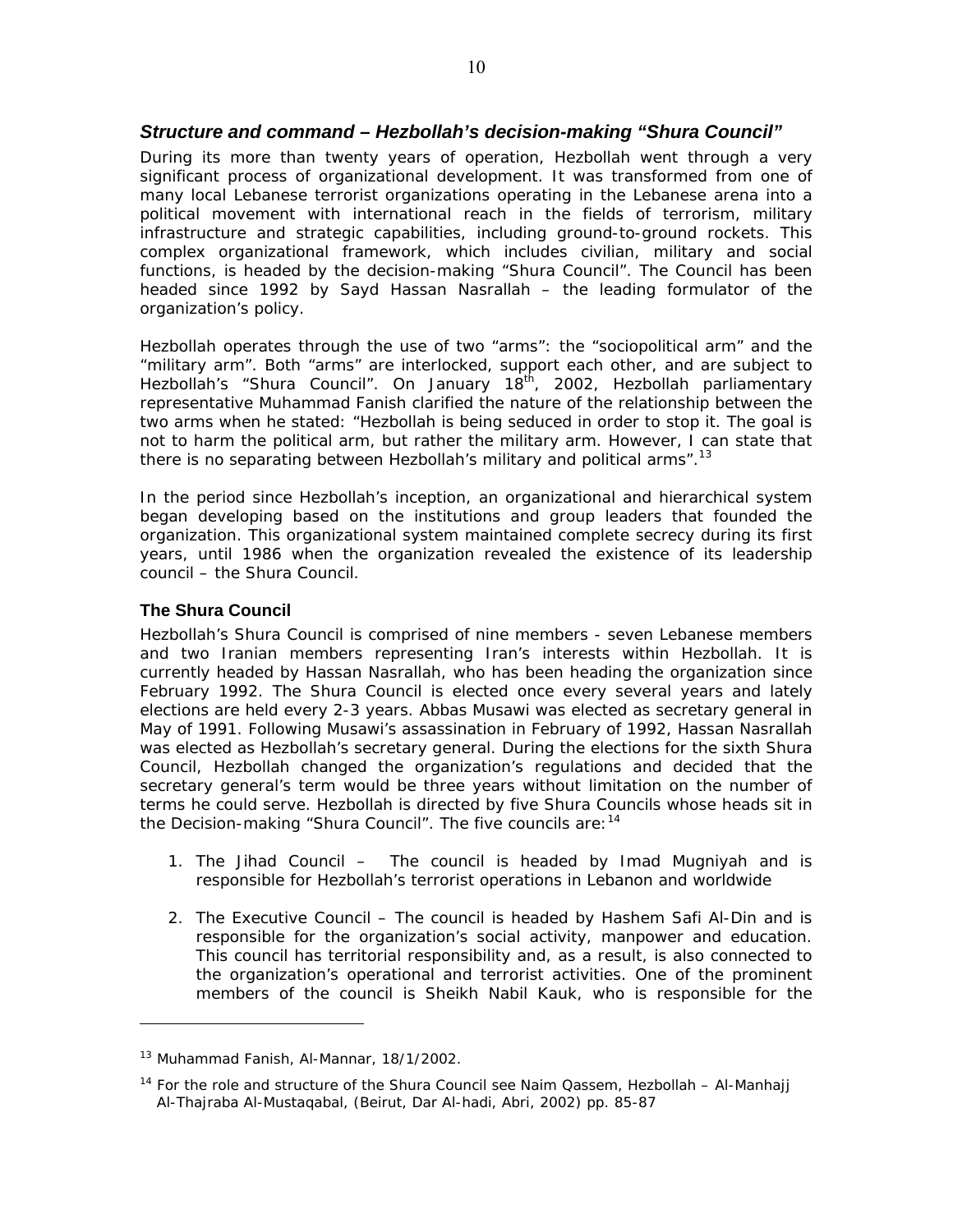## *Structure and command – Hezbollah's decision-making "Shura Council"*

During its more than twenty years of operation, Hezbollah went through a very significant process of organizational development. It was transformed from one of many local Lebanese terrorist organizations operating in the Lebanese arena into a political movement with international reach in the fields of terrorism, military infrastructure and strategic capabilities, including ground-to-ground rockets. This complex organizational framework, which includes civilian, military and social functions, is headed by the decision-making "Shura Council". The Council has been headed since 1992 by Sayd Hassan Nasrallah – the leading formulator of the organization's policy.

Hezbollah operates through the use of two "arms": the "sociopolitical arm" and the "military arm". Both "arms" are interlocked, support each other, and are subject to Hezbollah's "Shura Council". On January 18th, 2002, Hezbollah parliamentary representative Muhammad Fanish clarified the nature of the relationship between the two arms when he stated: "Hezbollah is being seduced in order to stop it. The goal is not to harm the political arm, but rather the military arm. However, I can state that there is no separating between Hezbollah's military and political arms".[13]

In the period since Hezbollah's inception, an organizational and hierarchical system began developing based on the institutions and group leaders that founded the organization. This organizational system maintained complete secrecy during its first years, until 1986 when the organization revealed the existence of its leadership council – the Shura Council.

### The Shura Council

Hezbollah's Shura Council is comprised of nine members - seven Lebanese members and two Iranian members representing Iran's interests within Hezbollah. It is currently headed by Hassan Nasrallah, who has been heading the organization since February 1992. The Shura Council is elected once every several years and lately elections are held every 2-3 years. Abbas Musawi was elected as secretary general in May of 1991. Following Musawi's assassination in February of 1992, Hassan Nasrallah was elected as Hezbollah's secretary general. During the elections for the sixth Shura Council, Hezbollah changed the organization's regulations and decided that the secretary general's term would be three years without limitation on the number of terms he could serve. Hezbollah is directed by five Shura Councils whose heads sit in the Decision-making "Shura Council". The five councils are:[14]

1. The Jihad Council – The council is headed by Imad Mugniyah and is responsible for Hezbollah's terrorist operations in Lebanon and worldwide

2. The Executive Council – The council is headed by Hashem Safi Al-Din and is responsible for the organization's social activity, manpower and education. This council has territorial responsibility and, as a result, is also connected to the organization's operational and terrorist activities. One of the prominent members of the council is Sheikh Nabil Kauk, who is responsible for the

---

[13] Muhammad Fanish, Al-Mannar, 18/1/2002.

[14] For the role and structure of the Shura Council see Naim Qassem, Hezbollah – Al-Manhajj Al-Thajraba Al-Mustaqabal, (Beirut, Dar Al-hadi, Abri, 2002) pp. 85-87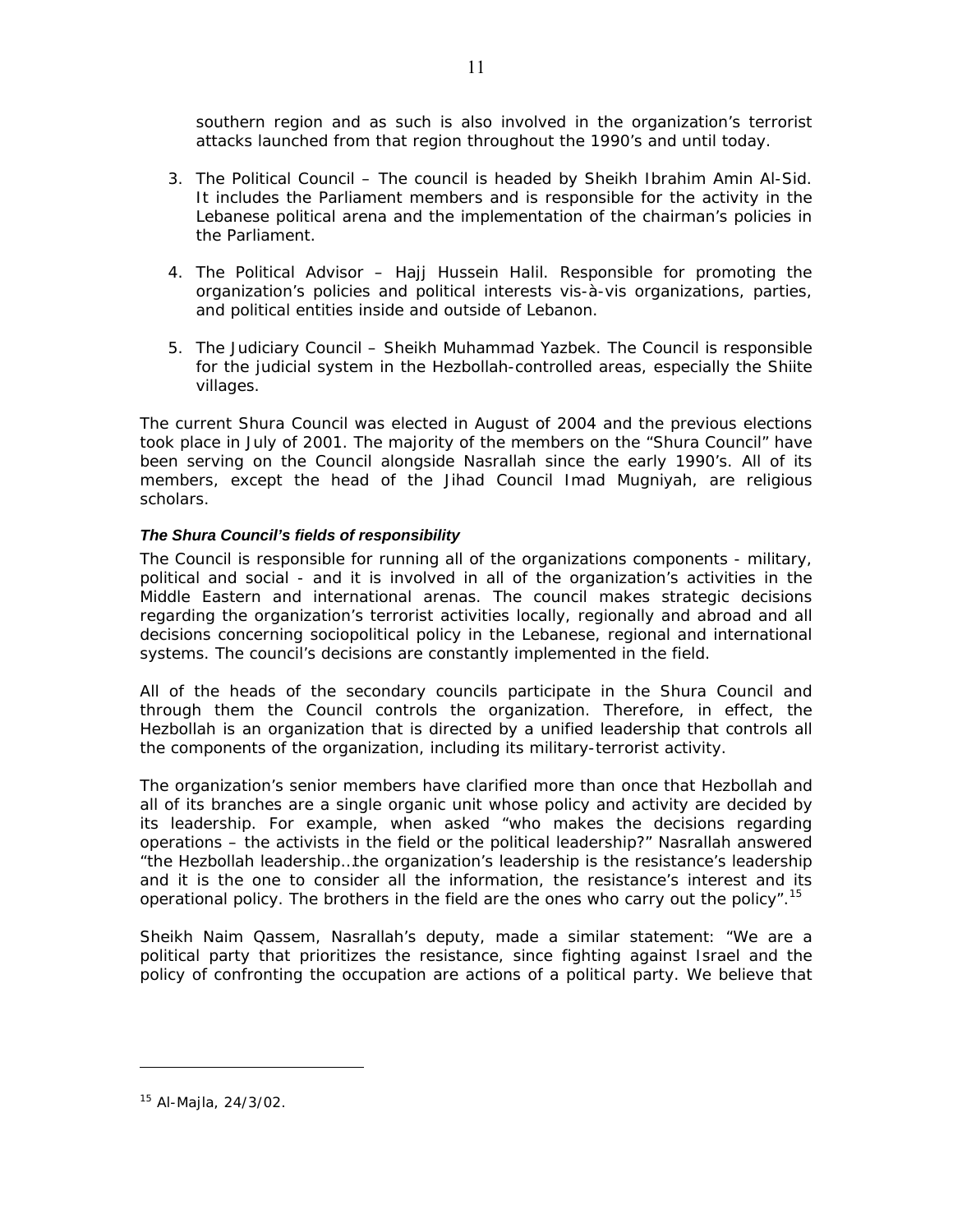southern region and as such is also involved in the organization's terrorist attacks launched from that region throughout the 1990's and until today.

3. The Political Council – The council is headed by Sheikh Ibrahim Amin Al-Sid. It includes the Parliament members and is responsible for the activity in the Lebanese political arena and the implementation of the chairman's policies in the Parliament.

4. The Political Advisor – Hajj Hussein Halil. Responsible for promoting the organization's policies and political interests vis-à-vis organizations, parties, and political entities inside and outside of Lebanon.

5. The Judiciary Council – Sheikh Muhammad Yazbek. The Council is responsible for the judicial system in the Hezbollah-controlled areas, especially the Shiite villages.

The current Shura Council was elected in August of 2004 and the previous elections took place in July of 2001. The majority of the members on the "Shura Council" have been serving on the Council alongside Nasrallah since the early 1990's. All of its members, except the head of the Jihad Council Imad Mugniyah, are religious scholars.

***The Shura Council's fields of responsibility***

The Council is responsible for running all of the organizations components - military, political and social - and it is involved in all of the organization's activities in the Middle Eastern and international arenas. The council makes strategic decisions regarding the organization's terrorist activities locally, regionally and abroad and all decisions concerning sociopolitical policy in the Lebanese, regional and international systems. The council's decisions are constantly implemented in the field.

All of the heads of the secondary councils participate in the Shura Council and through them the Council controls the organization. Therefore, in effect, the Hezbollah is an organization that is directed by a unified leadership that controls all the components of the organization, including its military-terrorist activity.

The organization's senior members have clarified more than once that Hezbollah and all of its branches are a single organic unit whose policy and activity are decided by its leadership. For example, when asked "who makes the decisions regarding operations – the activists in the field or the political leadership?" Nasrallah answered "the Hezbollah leadership…the organization's leadership is the resistance's leadership and it is the one to consider all the information, the resistance's interest and its operational policy. The brothers in the field are the ones who carry out the policy".[15]

Sheikh Naim Qassem, Nasrallah's deputy, made a similar statement: "We are a political party that prioritizes the resistance, since fighting against Israel and the policy of confronting the occupation are actions of a political party. We believe that

---

[15] Al-Majla, 24/3/02.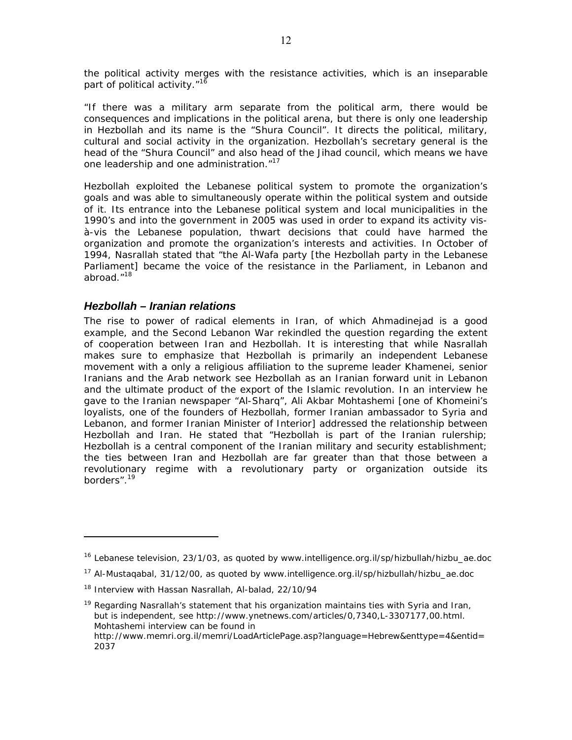the political activity merges with the resistance activities, which is an inseparable part of political activity."[16]

"If there was a military arm separate from the political arm, there would be consequences and implications in the political arena, but there is only one leadership in Hezbollah and its name is the "Shura Council". It directs the political, military, cultural and social activity in the organization. Hezbollah's secretary general is the head of the "Shura Council" and also head of the Jihad council, which means we have one leadership and one administration."[17]

Hezbollah exploited the Lebanese political system to promote the organization's goals and was able to simultaneously operate within the political system and outside of it. Its entrance into the Lebanese political system and local municipalities in the 1990's and into the government in 2005 was used in order to expand its activity vis-à-vis the Lebanese population, thwart decisions that could have harmed the organization and promote the organization's interests and activities. In October of 1994, Nasrallah stated that "the Al-Wafa party [the Hezbollah party in the Lebanese Parliament] became the voice of the resistance in the Parliament, in Lebanon and abroad."[18]

## *Hezbollah – Iranian relations*

The rise to power of radical elements in Iran, of which Ahmadinejad is a good example, and the Second Lebanon War rekindled the question regarding the extent of cooperation between Iran and Hezbollah. It is interesting that while Nasrallah makes sure to emphasize that Hezbollah is primarily an independent Lebanese movement with a only a religious affiliation to the supreme leader Khamenei, senior Iranians and the Arab network see Hezbollah as an Iranian forward unit in Lebanon and the ultimate product of the export of the Islamic revolution. In an interview he gave to the Iranian newspaper "Al-Sharq", Ali Akbar Mohtashemi [one of Khomeini's loyalists, one of the founders of Hezbollah, former Iranian ambassador to Syria and Lebanon, and former Iranian Minister of Interior] addressed the relationship between Hezbollah and Iran. He stated that "Hezbollah is part of the Iranian rulership; Hezbollah is a central component of the Iranian military and security establishment; the ties between Iran and Hezbollah are far greater than that those between a revolutionary regime with a revolutionary party or organization outside its borders".[19]

---

[16] Lebanese television, 23/1/03, as quoted by www.intelligence.org.il/sp/hizbullah/hizbu_ae.doc

[17] Al-Mustaqabal, 31/12/00, as quoted by www.intelligence.org.il/sp/hizbullah/hizbu_ae.doc

[18] Interview with Hassan Nasrallah, Al-balad, 22/10/94

[19] Regarding Nasrallah's statement that his organization maintains ties with Syria and Iran, but is independent, see http://www.ynetnews.com/articles/0,7340,L-3307177,00.html. Mohtashemi interview can be found in http://www.memri.org.il/memri/LoadArticlePage.asp?language=Hebrew&enttype=4&entid=2037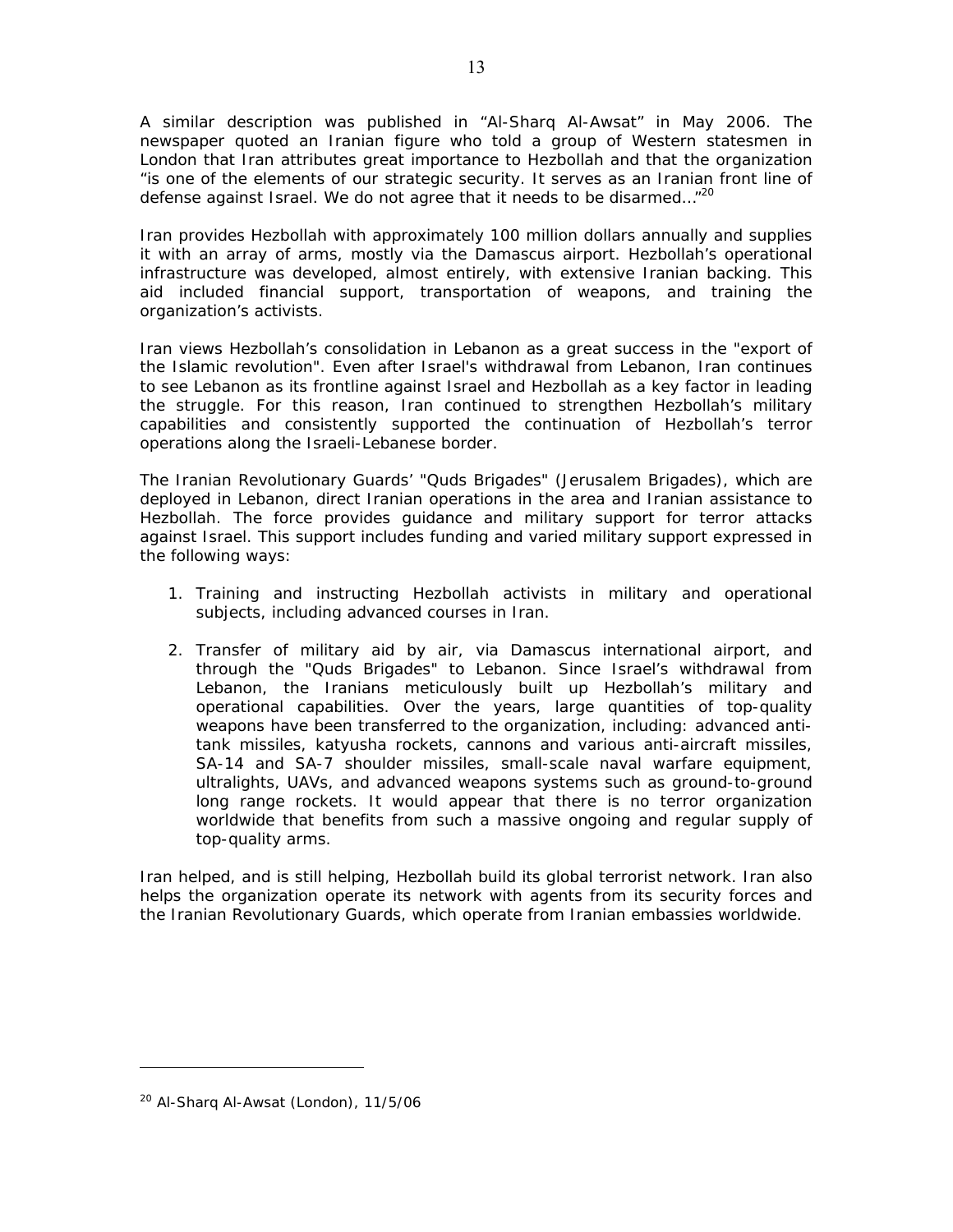A similar description was published in "Al-Sharq Al-Awsat" in May 2006. The newspaper quoted an Iranian figure who told a group of Western statesmen in London that Iran attributes great importance to Hezbollah and that the organization "is one of the elements of our strategic security. It serves as an Iranian front line of defense against Israel. We do not agree that it needs to be disarmed…"[20]

Iran provides Hezbollah with approximately 100 million dollars annually and supplies it with an array of arms, mostly via the Damascus airport. Hezbollah's operational infrastructure was developed, almost entirely, with extensive Iranian backing. This aid included financial support, transportation of weapons, and training the organization's activists.

Iran views Hezbollah's consolidation in Lebanon as a great success in the "export of the Islamic revolution". Even after Israel's withdrawal from Lebanon, Iran continues to see Lebanon as its frontline against Israel and Hezbollah as a key factor in leading the struggle. For this reason, Iran continued to strengthen Hezbollah's military capabilities and consistently supported the continuation of Hezbollah's terror operations along the Israeli-Lebanese border.

The Iranian Revolutionary Guards' "Quds Brigades" (Jerusalem Brigades), which are deployed in Lebanon, direct Iranian operations in the area and Iranian assistance to Hezbollah. The force provides guidance and military support for terror attacks against Israel. This support includes funding and varied military support expressed in the following ways:

1. Training and instructing Hezbollah activists in military and operational subjects, including advanced courses in Iran.
2. Transfer of military aid by air, via Damascus international airport, and through the "Quds Brigades" to Lebanon. Since Israel's withdrawal from Lebanon, the Iranians meticulously built up Hezbollah's military and operational capabilities. Over the years, large quantities of top-quality weapons have been transferred to the organization, including: advanced anti-tank missiles, katyusha rockets, cannons and various anti-aircraft missiles, SA-14 and SA-7 shoulder missiles, small-scale naval warfare equipment, ultralights, UAVs, and advanced weapons systems such as ground-to-ground long range rockets. It would appear that there is no terror organization worldwide that benefits from such a massive ongoing and regular supply of top-quality arms.

Iran helped, and is still helping, Hezbollah build its global terrorist network. Iran also helps the organization operate its network with agents from its security forces and the Iranian Revolutionary Guards, which operate from Iranian embassies worldwide.

---

[20] Al-Sharq Al-Awsat (London), 11/5/06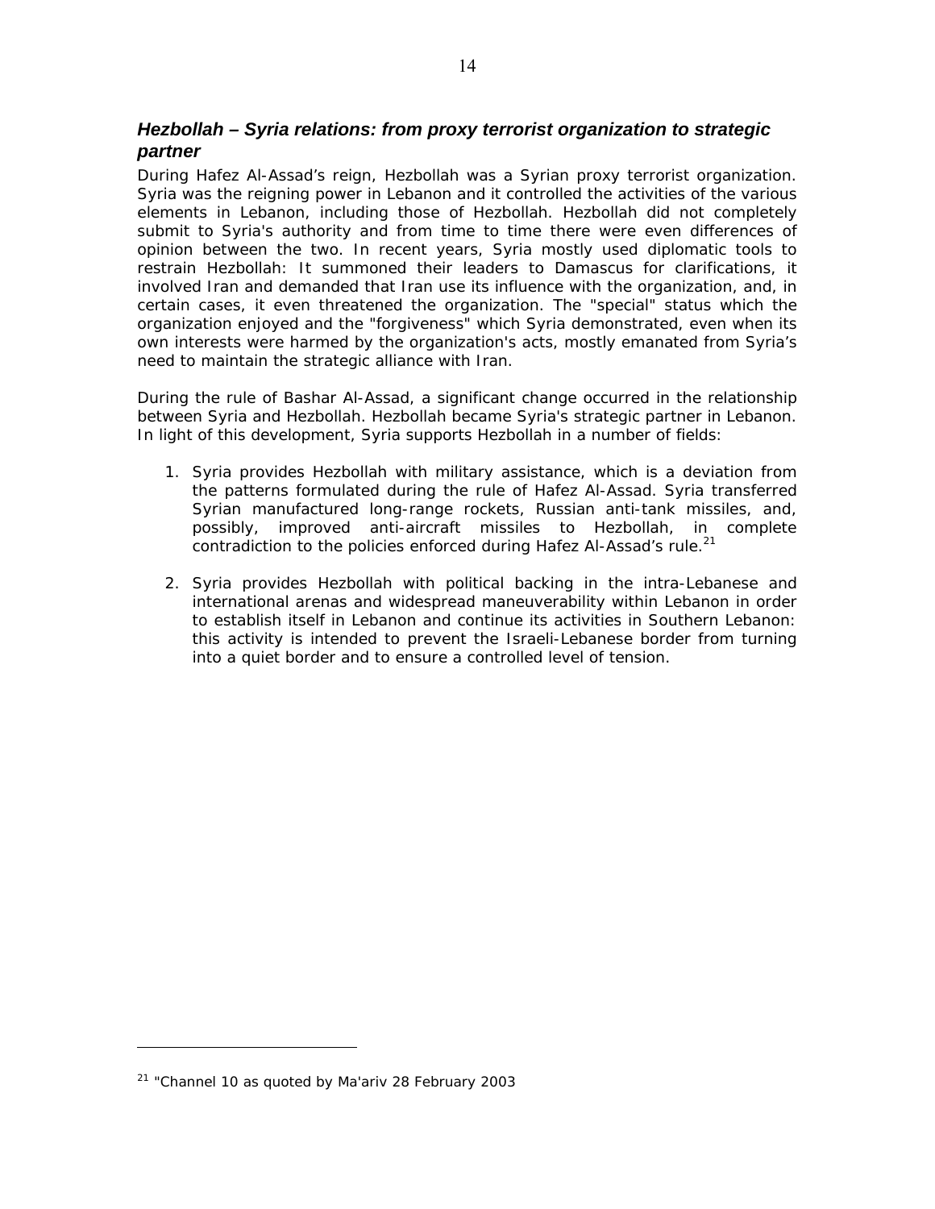### *Hezbollah – Syria relations: from proxy terrorist organization to strategic partner*

During Hafez Al-Assad's reign, Hezbollah was a Syrian proxy terrorist organization. Syria was the reigning power in Lebanon and it controlled the activities of the various elements in Lebanon, including those of Hezbollah. Hezbollah did not completely submit to Syria's authority and from time to time there were even differences of opinion between the two. In recent years, Syria mostly used diplomatic tools to restrain Hezbollah: It summoned their leaders to Damascus for clarifications, it involved Iran and demanded that Iran use its influence with the organization, and, in certain cases, it even threatened the organization. The "special" status which the organization enjoyed and the "forgiveness" which Syria demonstrated, even when its own interests were harmed by the organization's acts, mostly emanated from Syria's need to maintain the strategic alliance with Iran.

During the rule of Bashar Al-Assad, a significant change occurred in the relationship between Syria and Hezbollah. Hezbollah became Syria's strategic partner in Lebanon. In light of this development, Syria supports Hezbollah in a number of fields:

1. Syria provides Hezbollah with military assistance, which is a deviation from the patterns formulated during the rule of Hafez Al-Assad. Syria transferred Syrian manufactured long-range rockets, Russian anti-tank missiles, and, possibly, improved anti-aircraft missiles to Hezbollah, in complete contradiction to the policies enforced during Hafez Al-Assad's rule.[21]

2. Syria provides Hezbollah with political backing in the intra-Lebanese and international arenas and widespread maneuverability within Lebanon in order to establish itself in Lebanon and continue its activities in Southern Lebanon: this activity is intended to prevent the Israeli-Lebanese border from turning into a quiet border and to ensure a controlled level of tension.

---

[21] "Channel 10 as quoted by Ma'ariv 28 February 2003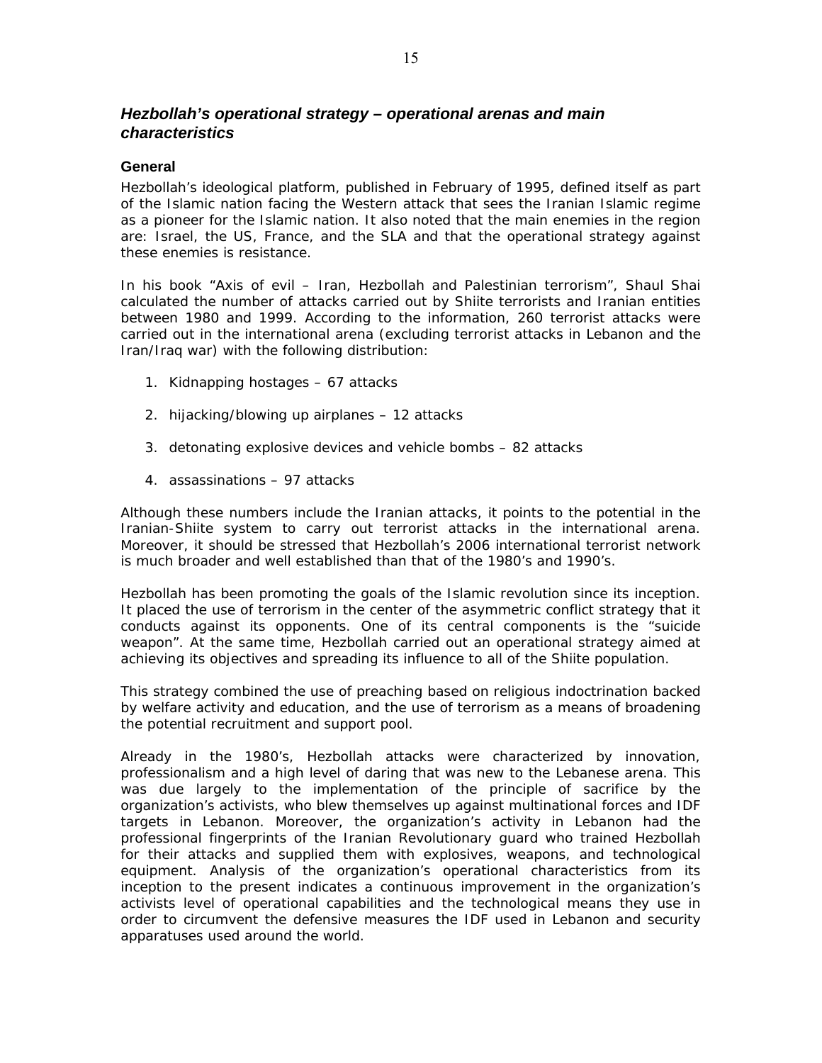## *Hezbollah's operational strategy – operational arenas and main characteristics*

### General

Hezbollah's ideological platform, published in February of 1995, defined itself as part of the Islamic nation facing the Western attack that sees the Iranian Islamic regime as a pioneer for the Islamic nation. It also noted that the main enemies in the region are: Israel, the US, France, and the SLA and that the operational strategy against these enemies is resistance.

In his book "Axis of evil – Iran, Hezbollah and Palestinian terrorism", Shaul Shai calculated the number of attacks carried out by Shiite terrorists and Iranian entities between 1980 and 1999. According to the information, 260 terrorist attacks were carried out in the international arena (excluding terrorist attacks in Lebanon and the Iran/Iraq war) with the following distribution:

1. Kidnapping hostages – 67 attacks
2. hijacking/blowing up airplanes – 12 attacks
3. detonating explosive devices and vehicle bombs – 82 attacks
4. assassinations – 97 attacks

Although these numbers include the Iranian attacks, it points to the potential in the Iranian-Shiite system to carry out terrorist attacks in the international arena. Moreover, it should be stressed that Hezbollah's 2006 international terrorist network is much broader and well established than that of the 1980's and 1990's.

Hezbollah has been promoting the goals of the Islamic revolution since its inception. It placed the use of terrorism in the center of the asymmetric conflict strategy that it conducts against its opponents. One of its central components is the "suicide weapon". At the same time, Hezbollah carried out an operational strategy aimed at achieving its objectives and spreading its influence to all of the Shiite population.

This strategy combined the use of preaching based on religious indoctrination backed by welfare activity and education, and the use of terrorism as a means of broadening the potential recruitment and support pool.

Already in the 1980's, Hezbollah attacks were characterized by innovation, professionalism and a high level of daring that was new to the Lebanese arena. This was due largely to the implementation of the principle of sacrifice by the organization's activists, who blew themselves up against multinational forces and IDF targets in Lebanon. Moreover, the organization's activity in Lebanon had the professional fingerprints of the Iranian Revolutionary guard who trained Hezbollah for their attacks and supplied them with explosives, weapons, and technological equipment. Analysis of the organization's operational characteristics from its inception to the present indicates a continuous improvement in the organization's activists level of operational capabilities and the technological means they use in order to circumvent the defensive measures the IDF used in Lebanon and security apparatuses used around the world.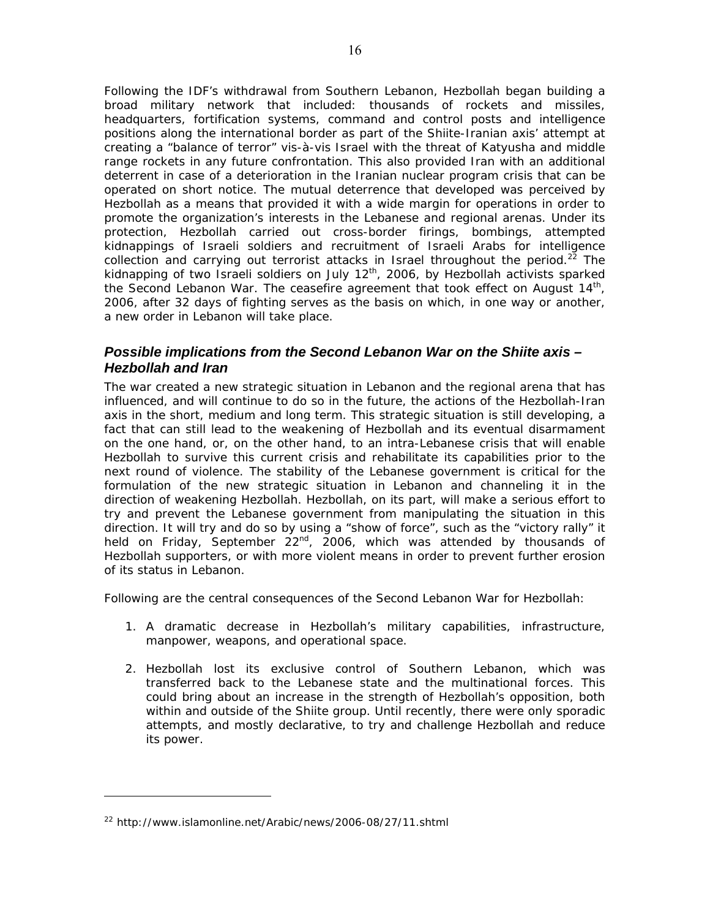Following the IDF's withdrawal from Southern Lebanon, Hezbollah began building a broad military network that included: thousands of rockets and missiles, headquarters, fortification systems, command and control posts and intelligence positions along the international border as part of the Shiite-Iranian axis' attempt at creating a "balance of terror" vis-à-vis Israel with the threat of Katyusha and middle range rockets in any future confrontation. This also provided Iran with an additional deterrent in case of a deterioration in the Iranian nuclear program crisis that can be operated on short notice. The mutual deterrence that developed was perceived by Hezbollah as a means that provided it with a wide margin for operations in order to promote the organization's interests in the Lebanese and regional arenas. Under its protection, Hezbollah carried out cross-border firings, bombings, attempted kidnappings of Israeli soldiers and recruitment of Israeli Arabs for intelligence collection and carrying out terrorist attacks in Israel throughout the period.[22] The kidnapping of two Israeli soldiers on July 12th, 2006, by Hezbollah activists sparked the Second Lebanon War. The ceasefire agreement that took effect on August 14th, 2006, after 32 days of fighting serves as the basis on which, in one way or another, a new order in Lebanon will take place.

## *Possible implications from the Second Lebanon War on the Shiite axis – Hezbollah and Iran*

The war created a new strategic situation in Lebanon and the regional arena that has influenced, and will continue to do so in the future, the actions of the Hezbollah-Iran axis in the short, medium and long term. This strategic situation is still developing, a fact that can still lead to the weakening of Hezbollah and its eventual disarmament on the one hand, or, on the other hand, to an intra-Lebanese crisis that will enable Hezbollah to survive this current crisis and rehabilitate its capabilities prior to the next round of violence. The stability of the Lebanese government is critical for the formulation of the new strategic situation in Lebanon and channeling it in the direction of weakening Hezbollah. Hezbollah, on its part, will make a serious effort to try and prevent the Lebanese government from manipulating the situation in this direction. It will try and do so by using a "show of force", such as the "victory rally" it held on Friday, September 22nd, 2006, which was attended by thousands of Hezbollah supporters, or with more violent means in order to prevent further erosion of its status in Lebanon.

Following are the central consequences of the Second Lebanon War for Hezbollah:

1. A dramatic decrease in Hezbollah's military capabilities, infrastructure, manpower, weapons, and operational space.

2. Hezbollah lost its exclusive control of Southern Lebanon, which was transferred back to the Lebanese state and the multinational forces. This could bring about an increase in the strength of Hezbollah's opposition, both within and outside of the Shiite group. Until recently, there were only sporadic attempts, and mostly declarative, to try and challenge Hezbollah and reduce its power.

---

[22] http://www.islamonline.net/Arabic/news/2006-08/27/11.shtml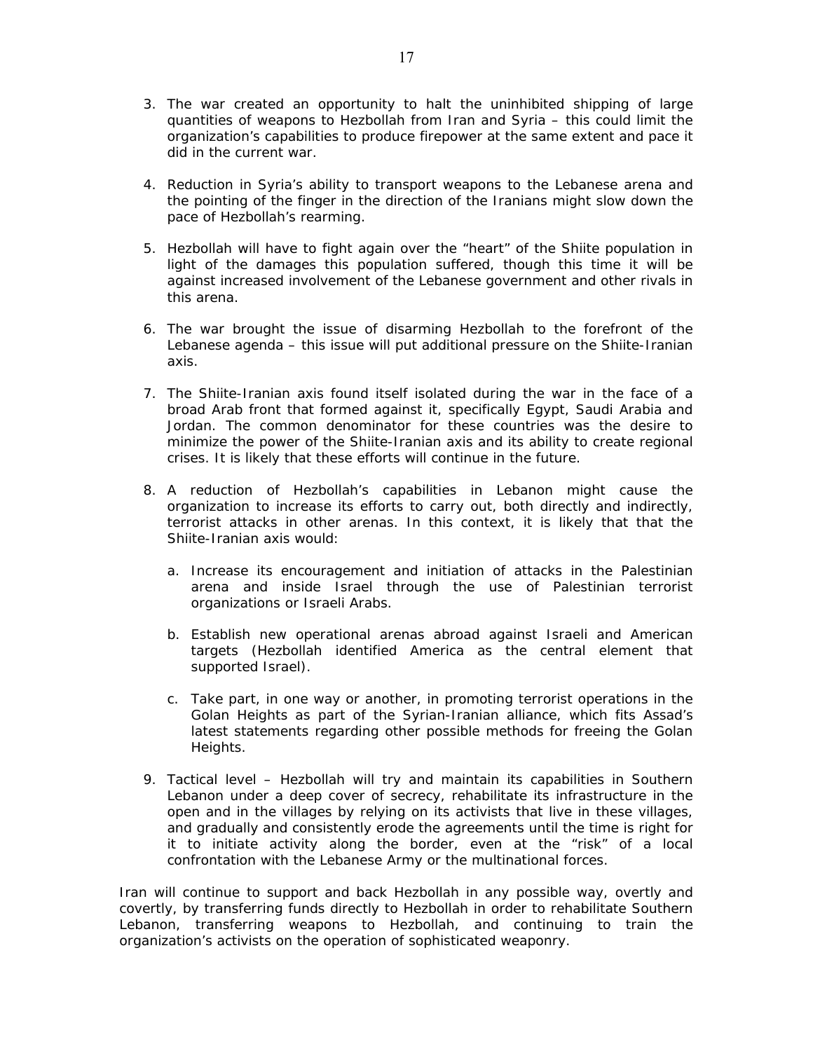3. The war created an opportunity to halt the uninhibited shipping of large quantities of weapons to Hezbollah from Iran and Syria – this could limit the organization's capabilities to produce firepower at the same extent and pace it did in the current war.

4. Reduction in Syria's ability to transport weapons to the Lebanese arena and the pointing of the finger in the direction of the Iranians might slow down the pace of Hezbollah's rearming.

5. Hezbollah will have to fight again over the "heart" of the Shiite population in light of the damages this population suffered, though this time it will be against increased involvement of the Lebanese government and other rivals in this arena.

6. The war brought the issue of disarming Hezbollah to the forefront of the Lebanese agenda – this issue will put additional pressure on the Shiite-Iranian axis.

7. The Shiite-Iranian axis found itself isolated during the war in the face of a broad Arab front that formed against it, specifically Egypt, Saudi Arabia and Jordan. The common denominator for these countries was the desire to minimize the power of the Shiite-Iranian axis and its ability to create regional crises. It is likely that these efforts will continue in the future.

8. A reduction of Hezbollah's capabilities in Lebanon might cause the organization to increase its efforts to carry out, both directly and indirectly, terrorist attacks in other arenas. In this context, it is likely that that the Shiite-Iranian axis would:

   a. Increase its encouragement and initiation of attacks in the Palestinian arena and inside Israel through the use of Palestinian terrorist organizations or Israeli Arabs.

   b. Establish new operational arenas abroad against Israeli and American targets (Hezbollah identified America as the central element that supported Israel).

   c. Take part, in one way or another, in promoting terrorist operations in the Golan Heights as part of the Syrian-Iranian alliance, which fits Assad's latest statements regarding other possible methods for freeing the Golan Heights.

9. Tactical level – Hezbollah will try and maintain its capabilities in Southern Lebanon under a deep cover of secrecy, rehabilitate its infrastructure in the open and in the villages by relying on its activists that live in these villages, and gradually and consistently erode the agreements until the time is right for it to initiate activity along the border, even at the "risk" of a local confrontation with the Lebanese Army or the multinational forces.

Iran will continue to support and back Hezbollah in any possible way, overtly and covertly, by transferring funds directly to Hezbollah in order to rehabilitate Southern Lebanon, transferring weapons to Hezbollah, and continuing to train the organization's activists on the operation of sophisticated weaponry.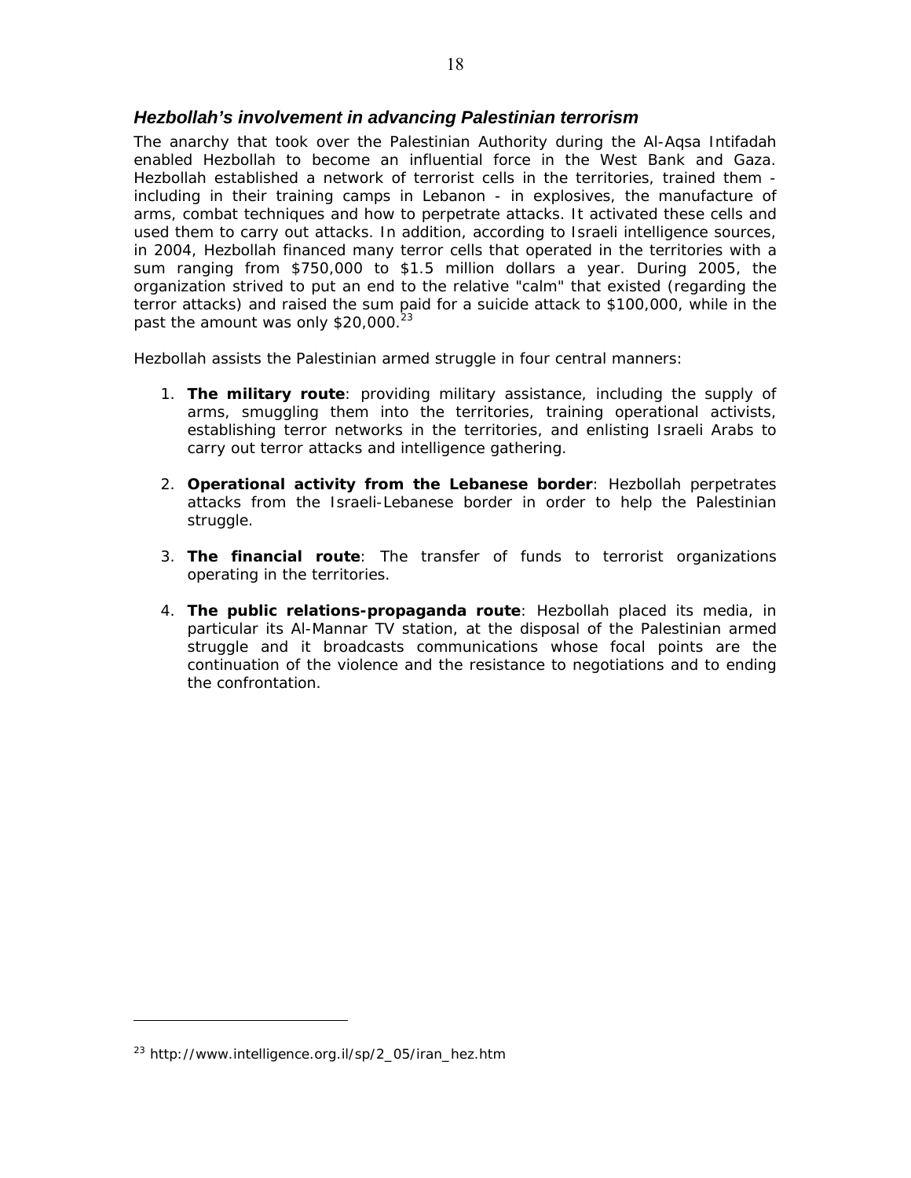### *Hezbollah's involvement in advancing Palestinian terrorism*

The anarchy that took over the Palestinian Authority during the Al-Aqsa Intifadah enabled Hezbollah to become an influential force in the West Bank and Gaza. Hezbollah established a network of terrorist cells in the territories, trained them - including in their training camps in Lebanon - in explosives, the manufacture of arms, combat techniques and how to perpetrate attacks. It activated these cells and used them to carry out attacks. In addition, according to Israeli intelligence sources, in 2004, Hezbollah financed many terror cells that operated in the territories with a sum ranging from $750,000 to $1.5 million dollars a year. During 2005, the organization strived to put an end to the relative "calm" that existed (regarding the terror attacks) and raised the sum paid for a suicide attack to $100,000, while in the past the amount was only $20,000.[23]

Hezbollah assists the Palestinian armed struggle in four central manners:

1. **The military route**: providing military assistance, including the supply of arms, smuggling them into the territories, training operational activists, establishing terror networks in the territories, and enlisting Israeli Arabs to carry out terror attacks and intelligence gathering.

2. **Operational activity from the Lebanese border**: Hezbollah perpetrates attacks from the Israeli-Lebanese border in order to help the Palestinian struggle.

3. **The financial route**: The transfer of funds to terrorist organizations operating in the territories.

4. **The public relations-propaganda route**: Hezbollah placed its media, in particular its Al-Mannar TV station, at the disposal of the Palestinian armed struggle and it broadcasts communications whose focal points are the continuation of the violence and the resistance to negotiations and to ending the confrontation.

---

[23] http://www.intelligence.org.il/sp/2_05/iran_hez.htm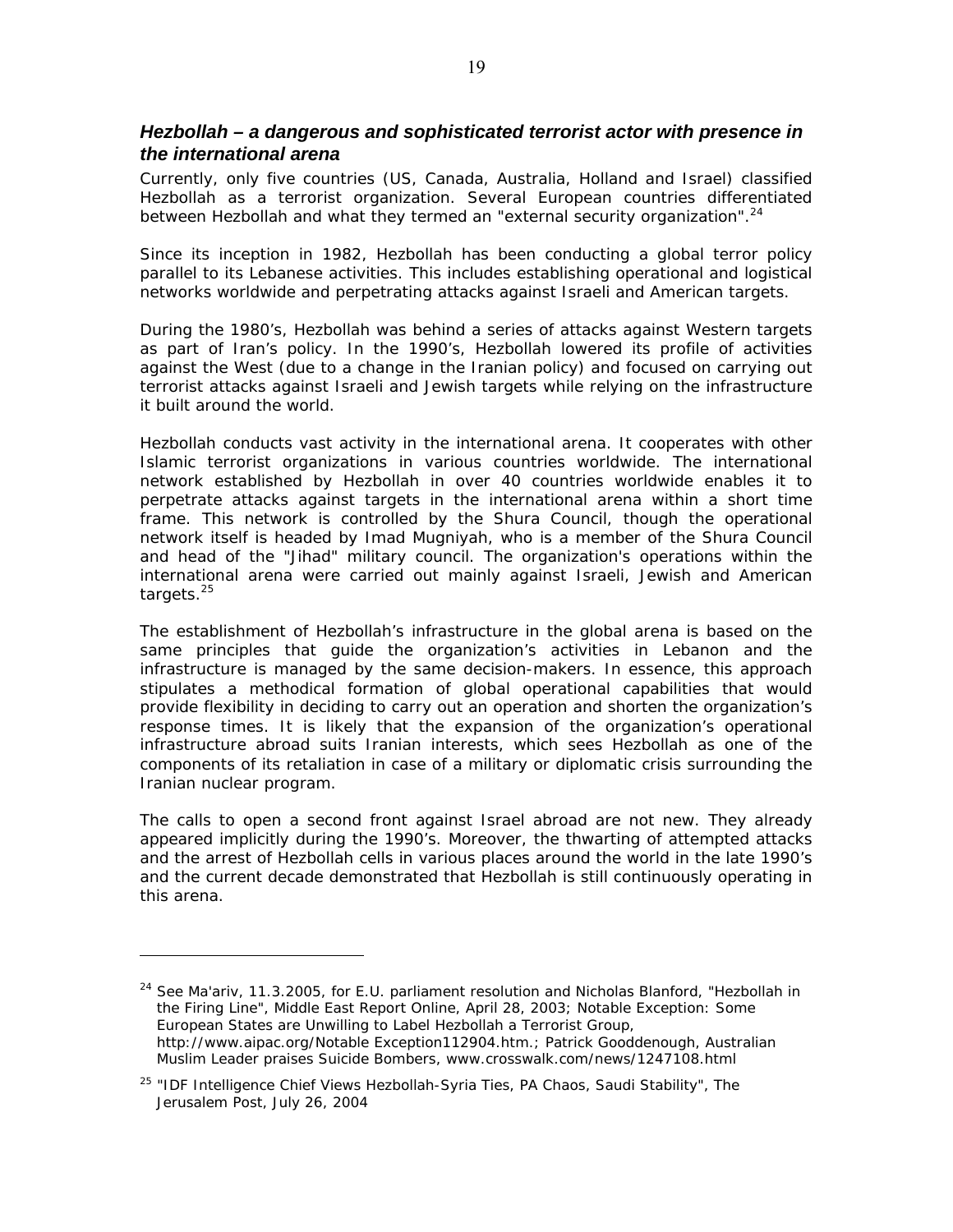### *Hezbollah – a dangerous and sophisticated terrorist actor with presence in the international arena*

Currently, only five countries (US, Canada, Australia, Holland and Israel) classified Hezbollah as a terrorist organization. Several European countries differentiated between Hezbollah and what they termed an "external security organization".[24]

Since its inception in 1982, Hezbollah has been conducting a global terror policy parallel to its Lebanese activities. This includes establishing operational and logistical networks worldwide and perpetrating attacks against Israeli and American targets.

During the 1980's, Hezbollah was behind a series of attacks against Western targets as part of Iran's policy. In the 1990's, Hezbollah lowered its profile of activities against the West (due to a change in the Iranian policy) and focused on carrying out terrorist attacks against Israeli and Jewish targets while relying on the infrastructure it built around the world.

Hezbollah conducts vast activity in the international arena. It cooperates with other Islamic terrorist organizations in various countries worldwide. The international network established by Hezbollah in over 40 countries worldwide enables it to perpetrate attacks against targets in the international arena within a short time frame. This network is controlled by the Shura Council, though the operational network itself is headed by Imad Mugniyah, who is a member of the Shura Council and head of the "Jihad" military council. The organization's operations within the international arena were carried out mainly against Israeli, Jewish and American targets.[25]

The establishment of Hezbollah's infrastructure in the global arena is based on the same principles that guide the organization's activities in Lebanon and the infrastructure is managed by the same decision-makers. In essence, this approach stipulates a methodical formation of global operational capabilities that would provide flexibility in deciding to carry out an operation and shorten the organization's response times. It is likely that the expansion of the organization's operational infrastructure abroad suits Iranian interests, which sees Hezbollah as one of the components of its retaliation in case of a military or diplomatic crisis surrounding the Iranian nuclear program.

The calls to open a second front against Israel abroad are not new. They already appeared implicitly during the 1990's. Moreover, the thwarting of attempted attacks and the arrest of Hezbollah cells in various places around the world in the late 1990's and the current decade demonstrated that Hezbollah is still continuously operating in this arena.

---

[24] See Ma'ariv, 11.3.2005, for E.U. parliament resolution and Nicholas Blanford, "Hezbollah in the Firing Line", Middle East Report Online, April 28, 2003; Notable Exception: Some European States are Unwilling to Label Hezbollah a Terrorist Group, http://www.aipac.org/Notable Exception112904.htm.; Patrick Gooddenough, Australian Muslim Leader praises Suicide Bombers, www.crosswalk.com/news/1247108.html

[25] "IDF Intelligence Chief Views Hezbollah-Syria Ties, PA Chaos, Saudi Stability", The Jerusalem Post, July 26, 2004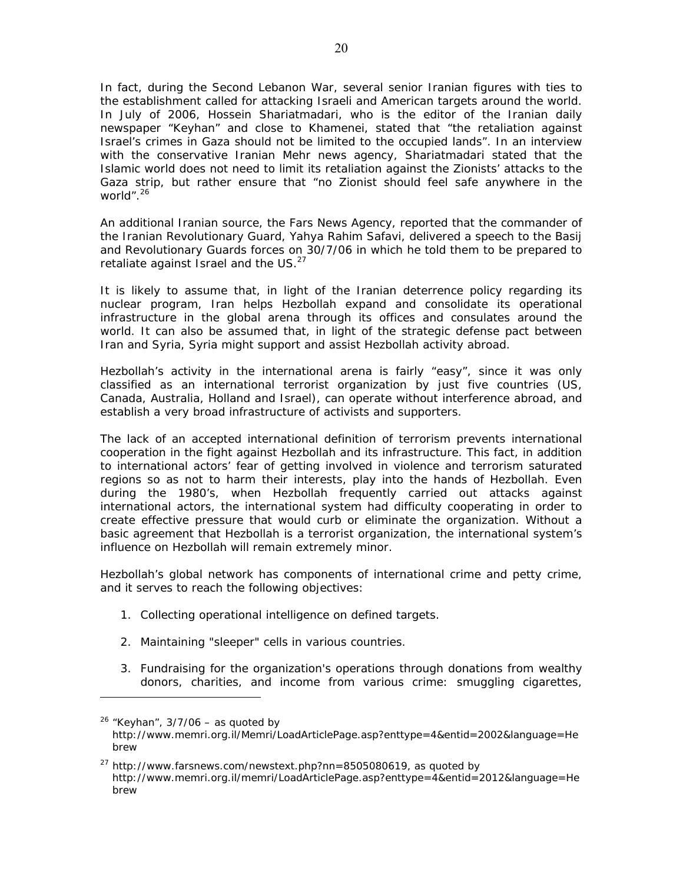In fact, during the Second Lebanon War, several senior Iranian figures with ties to the establishment called for attacking Israeli and American targets around the world. In July of 2006, Hossein Shariatmadari, who is the editor of the Iranian daily newspaper "Keyhan" and close to Khamenei, stated that "the retaliation against Israel's crimes in Gaza should not be limited to the occupied lands". In an interview with the conservative Iranian Mehr news agency, Shariatmadari stated that the Islamic world does not need to limit its retaliation against the Zionists' attacks to the Gaza strip, but rather ensure that "no Zionist should feel safe anywhere in the world".[26]

An additional Iranian source, the Fars News Agency, reported that the commander of the Iranian Revolutionary Guard, Yahya Rahim Safavi, delivered a speech to the Basij and Revolutionary Guards forces on 30/7/06 in which he told them to be prepared to retaliate against Israel and the US.[27]

It is likely to assume that, in light of the Iranian deterrence policy regarding its nuclear program, Iran helps Hezbollah expand and consolidate its operational infrastructure in the global arena through its offices and consulates around the world. It can also be assumed that, in light of the strategic defense pact between Iran and Syria, Syria might support and assist Hezbollah activity abroad.

Hezbollah's activity in the international arena is fairly "easy", since it was only classified as an international terrorist organization by just five countries (US, Canada, Australia, Holland and Israel), can operate without interference abroad, and establish a very broad infrastructure of activists and supporters.

The lack of an accepted international definition of terrorism prevents international cooperation in the fight against Hezbollah and its infrastructure. This fact, in addition to international actors' fear of getting involved in violence and terrorism saturated regions so as not to harm their interests, play into the hands of Hezbollah. Even during the 1980's, when Hezbollah frequently carried out attacks against international actors, the international system had difficulty cooperating in order to create effective pressure that would curb or eliminate the organization. Without a basic agreement that Hezbollah is a terrorist organization, the international system's influence on Hezbollah will remain extremely minor.

Hezbollah's global network has components of international crime and petty crime, and it serves to reach the following objectives:

1. Collecting operational intelligence on defined targets.
2. Maintaining "sleeper" cells in various countries.
3. Fundraising for the organization's operations through donations from wealthy donors, charities, and income from various crime: smuggling cigarettes,

---

[26] "Keyhan", 3/7/06 – as quoted by http://www.memri.org.il/Memri/LoadArticlePage.asp?enttype=4&entid=2002&language=Hebrew

[27] http://www.farsnews.com/newstext.php?nn=8505080619, as quoted by http://www.memri.org.il/memri/LoadArticlePage.asp?enttype=4&entid=2012&language=Hebrew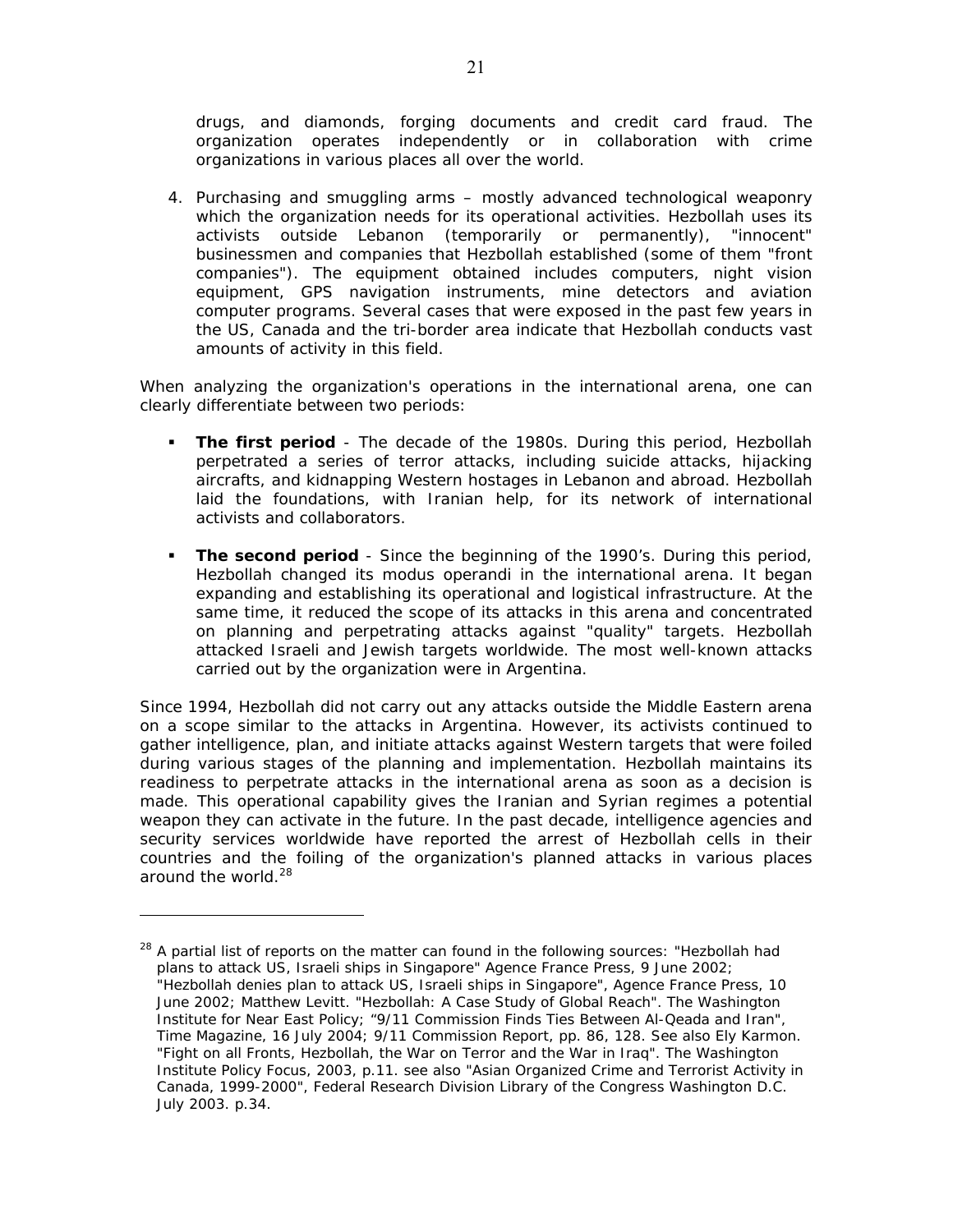drugs, and diamonds, forging documents and credit card fraud. The organization operates independently or in collaboration with crime organizations in various places all over the world.

4. Purchasing and smuggling arms – mostly advanced technological weaponry which the organization needs for its operational activities. Hezbollah uses its activists outside Lebanon (temporarily or permanently), "innocent" businessmen and companies that Hezbollah established (some of them "front companies"). The equipment obtained includes computers, night vision equipment, GPS navigation instruments, mine detectors and aviation computer programs. Several cases that were exposed in the past few years in the US, Canada and the tri-border area indicate that Hezbollah conducts vast amounts of activity in this field.

When analyzing the organization's operations in the international arena, one can clearly differentiate between two periods:

- **The first period** - The decade of the 1980s. During this period, Hezbollah perpetrated a series of terror attacks, including suicide attacks, hijacking aircrafts, and kidnapping Western hostages in Lebanon and abroad. Hezbollah laid the foundations, with Iranian help, for its network of international activists and collaborators.

- **The second period** - Since the beginning of the 1990's. During this period, Hezbollah changed its modus operandi in the international arena. It began expanding and establishing its operational and logistical infrastructure. At the same time, it reduced the scope of its attacks in this arena and concentrated on planning and perpetrating attacks against "quality" targets. Hezbollah attacked Israeli and Jewish targets worldwide. The most well-known attacks carried out by the organization were in Argentina.

Since 1994, Hezbollah did not carry out any attacks outside the Middle Eastern arena on a scope similar to the attacks in Argentina. However, its activists continued to gather intelligence, plan, and initiate attacks against Western targets that were foiled during various stages of the planning and implementation. Hezbollah maintains its readiness to perpetrate attacks in the international arena as soon as a decision is made. This operational capability gives the Iranian and Syrian regimes a potential weapon they can activate in the future. In the past decade, intelligence agencies and security services worldwide have reported the arrest of Hezbollah cells in their countries and the foiling of the organization's planned attacks in various places around the world.[28]

---

[28] A partial list of reports on the matter can found in the following sources: "Hezbollah had plans to attack US, Israeli ships in Singapore" Agence France Press, 9 June 2002; "Hezbollah denies plan to attack US, Israeli ships in Singapore", Agence France Press, 10 June 2002; Matthew Levitt. "Hezbollah: A Case Study of Global Reach". The Washington Institute for Near East Policy; "9/11 Commission Finds Ties Between Al-Qeada and Iran", Time Magazine, 16 July 2004; 9/11 Commission Report, pp. 86, 128. See also Ely Karmon. "Fight on all Fronts, Hezbollah, the War on Terror and the War in Iraq". The Washington Institute Policy Focus, 2003, p.11. see also "Asian Organized Crime and Terrorist Activity in Canada, 1999-2000", Federal Research Division Library of the Congress Washington D.C. July 2003. p.34.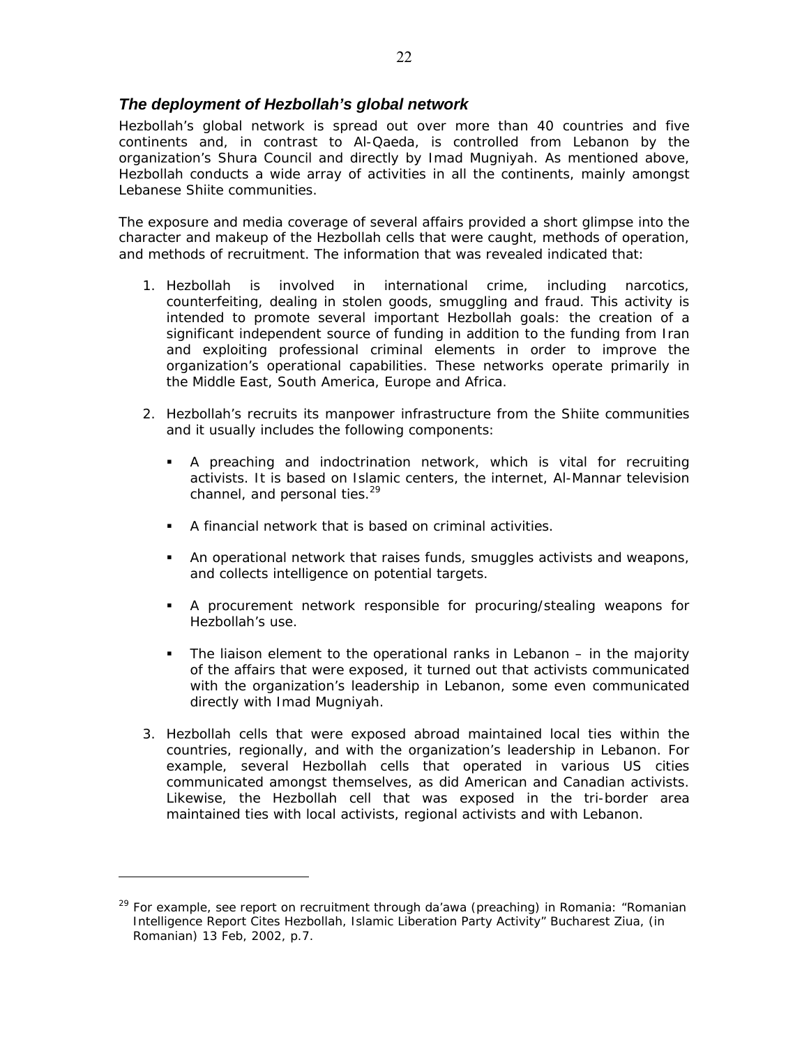### *The deployment of Hezbollah's global network*

Hezbollah's global network is spread out over more than 40 countries and five continents and, in contrast to Al-Qaeda, is controlled from Lebanon by the organization's Shura Council and directly by Imad Mugniyah. As mentioned above, Hezbollah conducts a wide array of activities in all the continents, mainly amongst Lebanese Shiite communities.

The exposure and media coverage of several affairs provided a short glimpse into the character and makeup of the Hezbollah cells that were caught, methods of operation, and methods of recruitment. The information that was revealed indicated that:

1. Hezbollah is involved in international crime, including narcotics, counterfeiting, dealing in stolen goods, smuggling and fraud. This activity is intended to promote several important Hezbollah goals: the creation of a significant independent source of funding in addition to the funding from Iran and exploiting professional criminal elements in order to improve the organization's operational capabilities. These networks operate primarily in the Middle East, South America, Europe and Africa.

2. Hezbollah's recruits its manpower infrastructure from the Shiite communities and it usually includes the following components:

   - A preaching and indoctrination network, which is vital for recruiting activists. It is based on Islamic centers, the internet, Al-Mannar television channel, and personal ties.[29]

   - A financial network that is based on criminal activities.

   - An operational network that raises funds, smuggles activists and weapons, and collects intelligence on potential targets.

   - A procurement network responsible for procuring/stealing weapons for Hezbollah's use.

   - The liaison element to the operational ranks in Lebanon – in the majority of the affairs that were exposed, it turned out that activists communicated with the organization's leadership in Lebanon, some even communicated directly with Imad Mugniyah.

3. Hezbollah cells that were exposed abroad maintained local ties within the countries, regionally, and with the organization's leadership in Lebanon. For example, several Hezbollah cells that operated in various US cities communicated amongst themselves, as did American and Canadian activists. Likewise, the Hezbollah cell that was exposed in the tri-border area maintained ties with local activists, regional activists and with Lebanon.

---

[29] For example, see report on recruitment through da'awa (preaching) in Romania: "Romanian Intelligence Report Cites Hezbollah, Islamic Liberation Party Activity" Bucharest Ziua, (in Romanian) 13 Feb, 2002, p.7.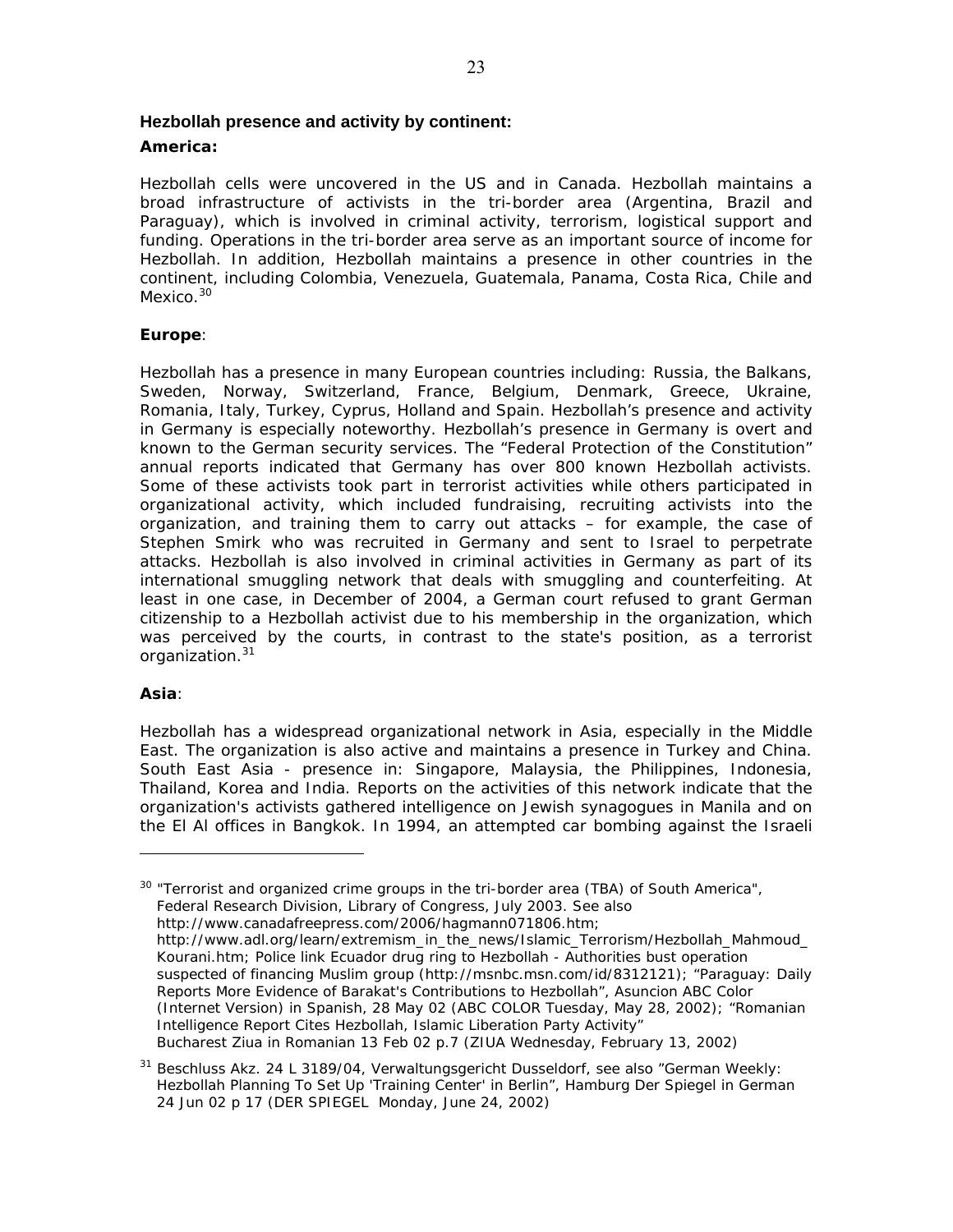**Hezbollah presence and activity by continent:**

**America:**

Hezbollah cells were uncovered in the US and in Canada. Hezbollah maintains a broad infrastructure of activists in the tri-border area (Argentina, Brazil and Paraguay), which is involved in criminal activity, terrorism, logistical support and funding. Operations in the tri-border area serve as an important source of income for Hezbollah. In addition, Hezbollah maintains a presence in other countries in the continent, including Colombia, Venezuela, Guatemala, Panama, Costa Rica, Chile and Mexico.[30]

**Europe**:

Hezbollah has a presence in many European countries including: Russia, the Balkans, Sweden, Norway, Switzerland, France, Belgium, Denmark, Greece, Ukraine, Romania, Italy, Turkey, Cyprus, Holland and Spain. Hezbollah's presence and activity in Germany is especially noteworthy. Hezbollah's presence in Germany is overt and known to the German security services. The "Federal Protection of the Constitution" annual reports indicated that Germany has over 800 known Hezbollah activists. Some of these activists took part in terrorist activities while others participated in organizational activity, which included fundraising, recruiting activists into the organization, and training them to carry out attacks – for example, the case of Stephen Smirk who was recruited in Germany and sent to Israel to perpetrate attacks. Hezbollah is also involved in criminal activities in Germany as part of its international smuggling network that deals with smuggling and counterfeiting. At least in one case, in December of 2004, a German court refused to grant German citizenship to a Hezbollah activist due to his membership in the organization, which was perceived by the courts, in contrast to the state's position, as a terrorist organization.[31]

**Asia**:

Hezbollah has a widespread organizational network in Asia, especially in the Middle East. The organization is also active and maintains a presence in Turkey and China. South East Asia - presence in: Singapore, Malaysia, the Philippines, Indonesia, Thailand, Korea and India. Reports on the activities of this network indicate that the organization's activists gathered intelligence on Jewish synagogues in Manila and on the El Al offices in Bangkok. In 1994, an attempted car bombing against the Israeli

---

[30] "Terrorist and organized crime groups in the tri-border area (TBA) of South America", Federal Research Division, Library of Congress, July 2003. See also http://www.canadafreepress.com/2006/hagmann071806.htm; http://www.adl.org/learn/extremism_in_the_news/Islamic_Terrorism/Hezbollah_Mahmoud_Kourani.htm; Police link Ecuador drug ring to Hezbollah - Authorities bust operation suspected of financing Muslim group (http://msnbc.msn.com/id/8312121); "Paraguay: Daily Reports More Evidence of Barakat's Contributions to Hezbollah", Asuncion ABC Color (Internet Version) in Spanish, 28 May 02 (ABC COLOR Tuesday, May 28, 2002); "Romanian Intelligence Report Cites Hezbollah, Islamic Liberation Party Activity" Bucharest Ziua in Romanian 13 Feb 02 p.7 (ZIUA Wednesday, February 13, 2002)

[31] Beschluss Akz. 24 L 3189/04, Verwaltungsgericht Dusseldorf, see also "German Weekly: Hezbollah Planning To Set Up 'Training Center' in Berlin", Hamburg Der Spiegel in German 24 Jun 02 p 17 (DER SPIEGEL Monday, June 24, 2002)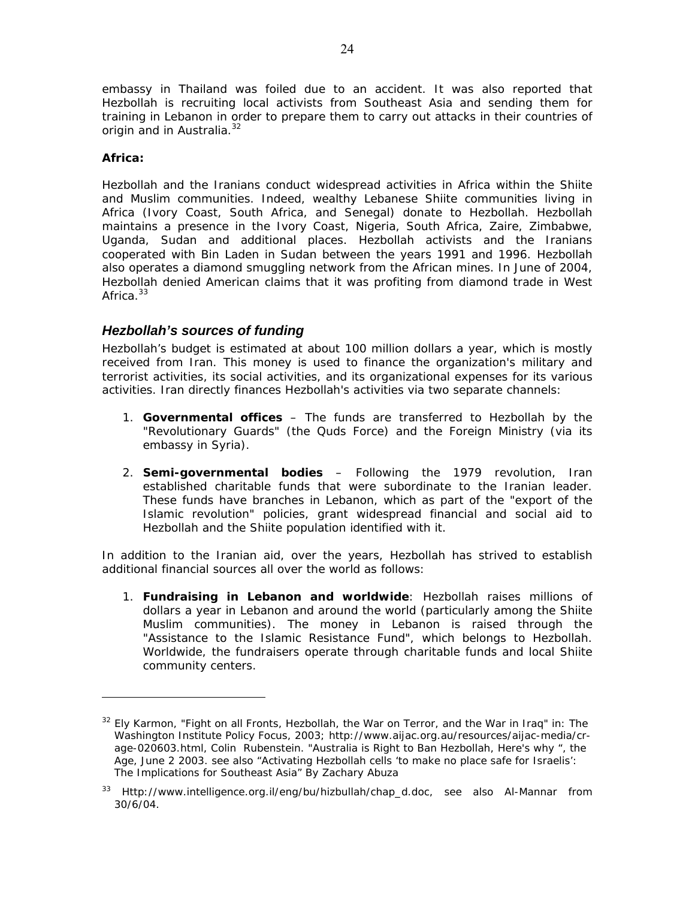embassy in Thailand was foiled due to an accident. It was also reported that Hezbollah is recruiting local activists from Southeast Asia and sending them for training in Lebanon in order to prepare them to carry out attacks in their countries of origin and in Australia.[32]

**Africa:**

Hezbollah and the Iranians conduct widespread activities in Africa within the Shiite and Muslim communities. Indeed, wealthy Lebanese Shiite communities living in Africa (Ivory Coast, South Africa, and Senegal) donate to Hezbollah. Hezbollah maintains a presence in the Ivory Coast, Nigeria, South Africa, Zaire, Zimbabwe, Uganda, Sudan and additional places. Hezbollah activists and the Iranians cooperated with Bin Laden in Sudan between the years 1991 and 1996. Hezbollah also operates a diamond smuggling network from the African mines. In June of 2004, Hezbollah denied American claims that it was profiting from diamond trade in West Africa.[33]

## *Hezbollah's sources of funding*

Hezbollah's budget is estimated at about 100 million dollars a year, which is mostly received from Iran. This money is used to finance the organization's military and terrorist activities, its social activities, and its organizational expenses for its various activities. Iran directly finances Hezbollah's activities via two separate channels:

1. **Governmental offices** – The funds are transferred to Hezbollah by the "Revolutionary Guards" (the Quds Force) and the Foreign Ministry (via its embassy in Syria).

2. **Semi-governmental bodies** – Following the 1979 revolution, Iran established charitable funds that were subordinate to the Iranian leader. These funds have branches in Lebanon, which as part of the "export of the Islamic revolution" policies, grant widespread financial and social aid to Hezbollah and the Shiite population identified with it.

In addition to the Iranian aid, over the years, Hezbollah has strived to establish additional financial sources all over the world as follows:

1. **Fundraising in Lebanon and worldwide**: Hezbollah raises millions of dollars a year in Lebanon and around the world (particularly among the Shiite Muslim communities). The money in Lebanon is raised through the "Assistance to the Islamic Resistance Fund", which belongs to Hezbollah. Worldwide, the fundraisers operate through charitable funds and local Shiite community centers.

---

[32] Ely Karmon, "Fight on all Fronts, Hezbollah, the War on Terror, and the War in Iraq" in: The Washington Institute Policy Focus, 2003; http://www.aijac.org.au/resources/aijac-media/cr-age-020603.html, Colin Rubenstein. "Australia is Right to Ban Hezbollah, Here's why ", the Age, June 2 2003. see also "Activating Hezbollah cells 'to make no place safe for Israelis': The Implications for Southeast Asia" By Zachary Abuza

[33] Http://www.intelligence.org.il/eng/bu/hizbullah/chap_d.doc, see also Al-Mannar from 30/6/04.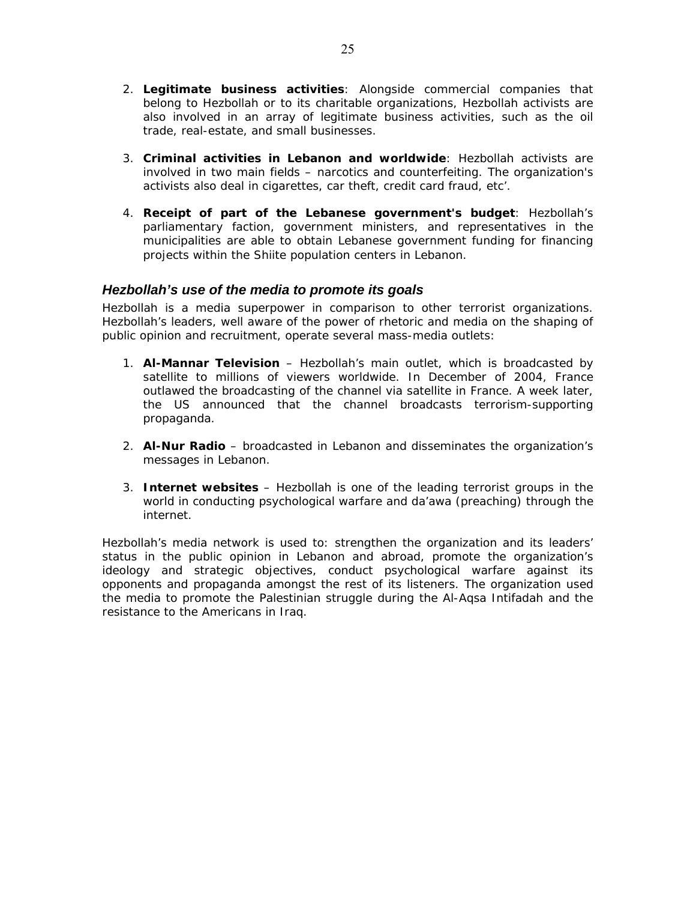2. **Legitimate business activities**: Alongside commercial companies that belong to Hezbollah or to its charitable organizations, Hezbollah activists are also involved in an array of legitimate business activities, such as the oil trade, real-estate, and small businesses.

3. **Criminal activities in Lebanon and worldwide**: Hezbollah activists are involved in two main fields – narcotics and counterfeiting. The organization's activists also deal in cigarettes, car theft, credit card fraud, etc'.

4. **Receipt of part of the Lebanese government's budget**: Hezbollah's parliamentary faction, government ministers, and representatives in the municipalities are able to obtain Lebanese government funding for financing projects within the Shiite population centers in Lebanon.

### *Hezbollah's use of the media to promote its goals*

Hezbollah is a media superpower in comparison to other terrorist organizations. Hezbollah's leaders, well aware of the power of rhetoric and media on the shaping of public opinion and recruitment, operate several mass-media outlets:

1. **Al-Mannar Television** – Hezbollah's main outlet, which is broadcasted by satellite to millions of viewers worldwide. In December of 2004, France outlawed the broadcasting of the channel via satellite in France. A week later, the US announced that the channel broadcasts terrorism-supporting propaganda.

2. **Al-Nur Radio** – broadcasted in Lebanon and disseminates the organization's messages in Lebanon.

3. **Internet websites** – Hezbollah is one of the leading terrorist groups in the world in conducting psychological warfare and da'awa (preaching) through the internet.

Hezbollah's media network is used to: strengthen the organization and its leaders' status in the public opinion in Lebanon and abroad, promote the organization's ideology and strategic objectives, conduct psychological warfare against its opponents and propaganda amongst the rest of its listeners. The organization used the media to promote the Palestinian struggle during the Al-Aqsa Intifadah and the resistance to the Americans in Iraq.